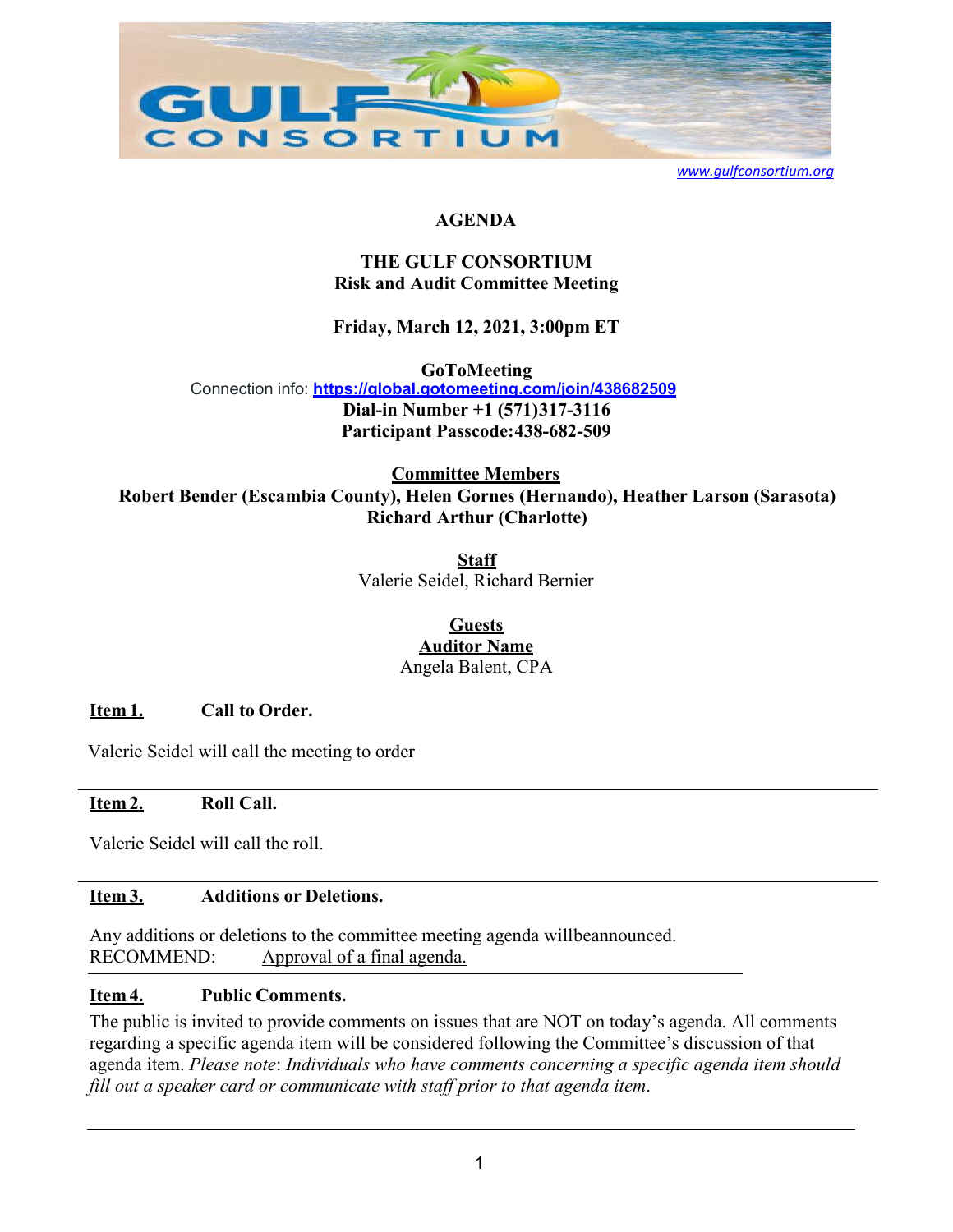www.gulfconsortium.org

# AGENDA

## THE GULF CONSORTIUM
## Risk and Audit Committee Meeting

**Friday, March 12, 2021, 3:00pm ET**

**GoToMeeting**
Connection info: **https://global.gotomeeting.com/join/438682509**
**Dial-in Number +1 (571)317-3116**
**Participant Passcode:438-682-509**

**Committee Members**
**Robert Bender (Escambia County), Helen Gornes (Hernando), Heather Larson (Sarasota)**
**Richard Arthur (Charlotte)**

**Staff**
Valerie Seidel, Richard Bernier

**Guests**
**Auditor Name**
Angela Balent, CPA

**Item 1.** **Call to Order.**

Valerie Seidel will call the meeting to order

---

**Item 2.** **Roll Call.**

Valerie Seidel will call the roll.

---

**Item 3.** **Additions or Deletions.**

Any additions or deletions to the committee meeting agenda willbeannounced.
RECOMMEND: Approval of a final agenda.

---

**Item 4.** **Public Comments.**

The public is invited to provide comments on issues that are NOT on today's agenda. All comments regarding a specific agenda item will be considered following the Committee's discussion of that agenda item. *Please note*: *Individuals who have comments concerning a specific agenda item should fill out a speaker card or communicate with staff prior to that agenda item*.

---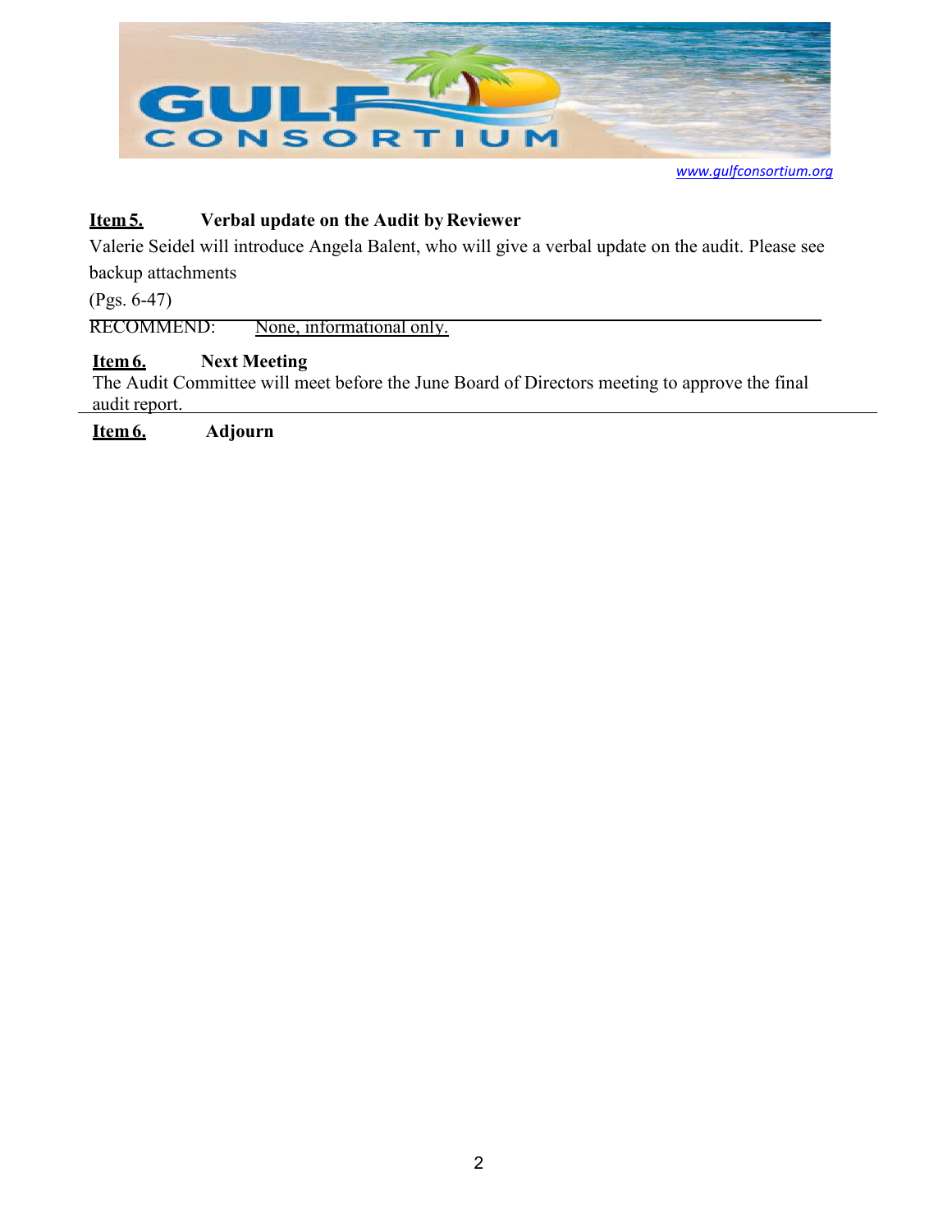www.gulfconsortium.org

**Item 5.** **Verbal update on the Audit by Reviewer**

Valerie Seidel will introduce Angela Balent, who will give a verbal update on the audit. Please see backup attachments

(Pgs. 6-47)

RECOMMEND: None, informational only.

**Item 6.** **Next Meeting**

The Audit Committee will meet before the June Board of Directors meeting to approve the final audit report.

**Item 6.** **Adjourn**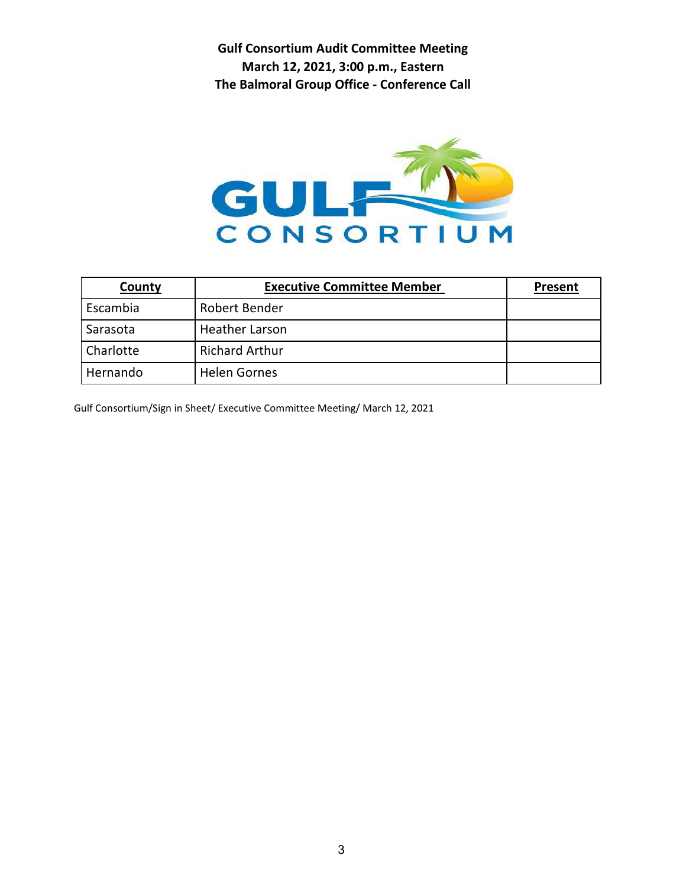**Gulf Consortium Audit Committee Meeting**
**March 12, 2021, 3:00 p.m., Eastern**
**The Balmoral Group Office - Conference Call**

| County | Executive Committee Member | Present |
|---|---|---|
| Escambia | Robert Bender | |
| Sarasota | Heather Larson | |
| Charlotte | Richard Arthur | |
| Hernando | Helen Gornes | |

Gulf Consortium/Sign in Sheet/ Executive Committee Meeting/ March 12, 2021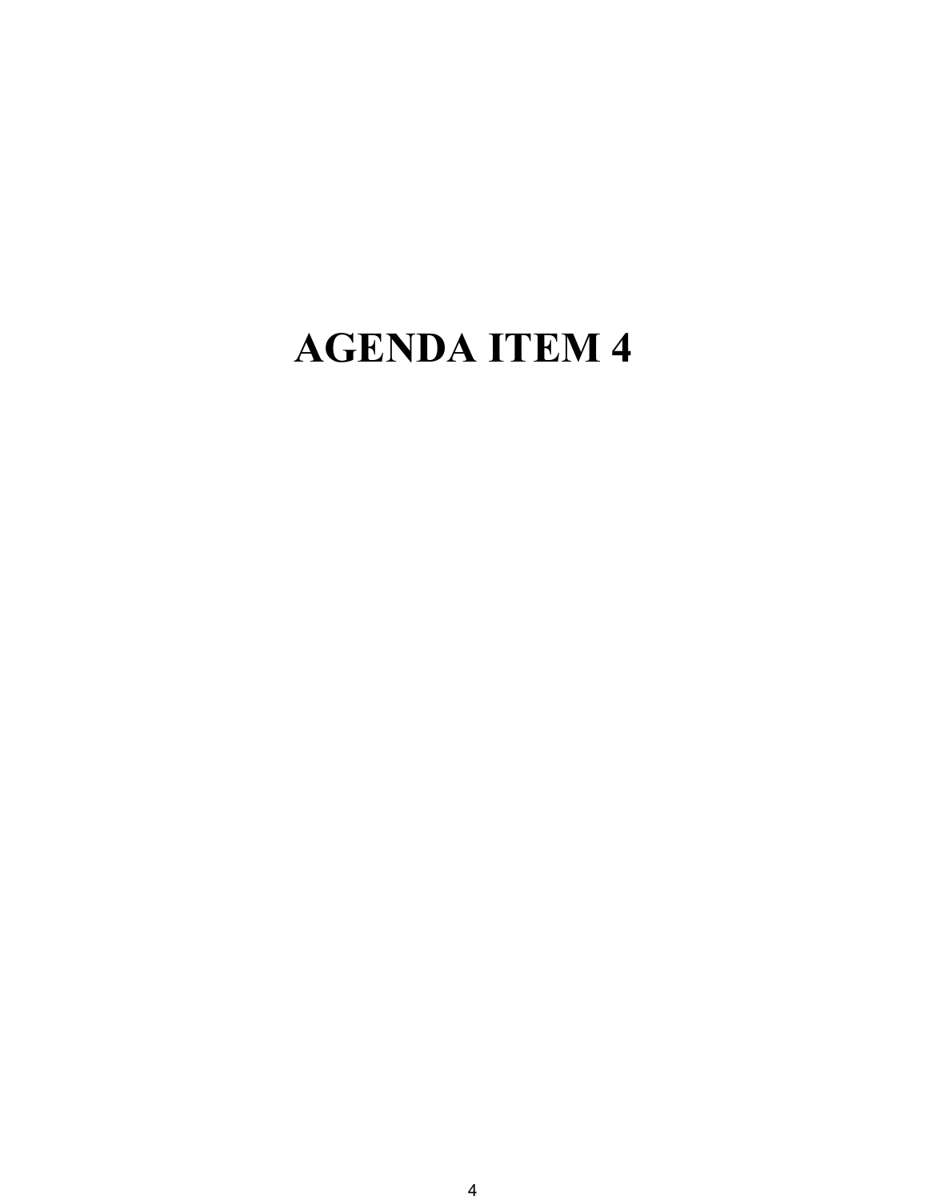# AGENDA ITEM 4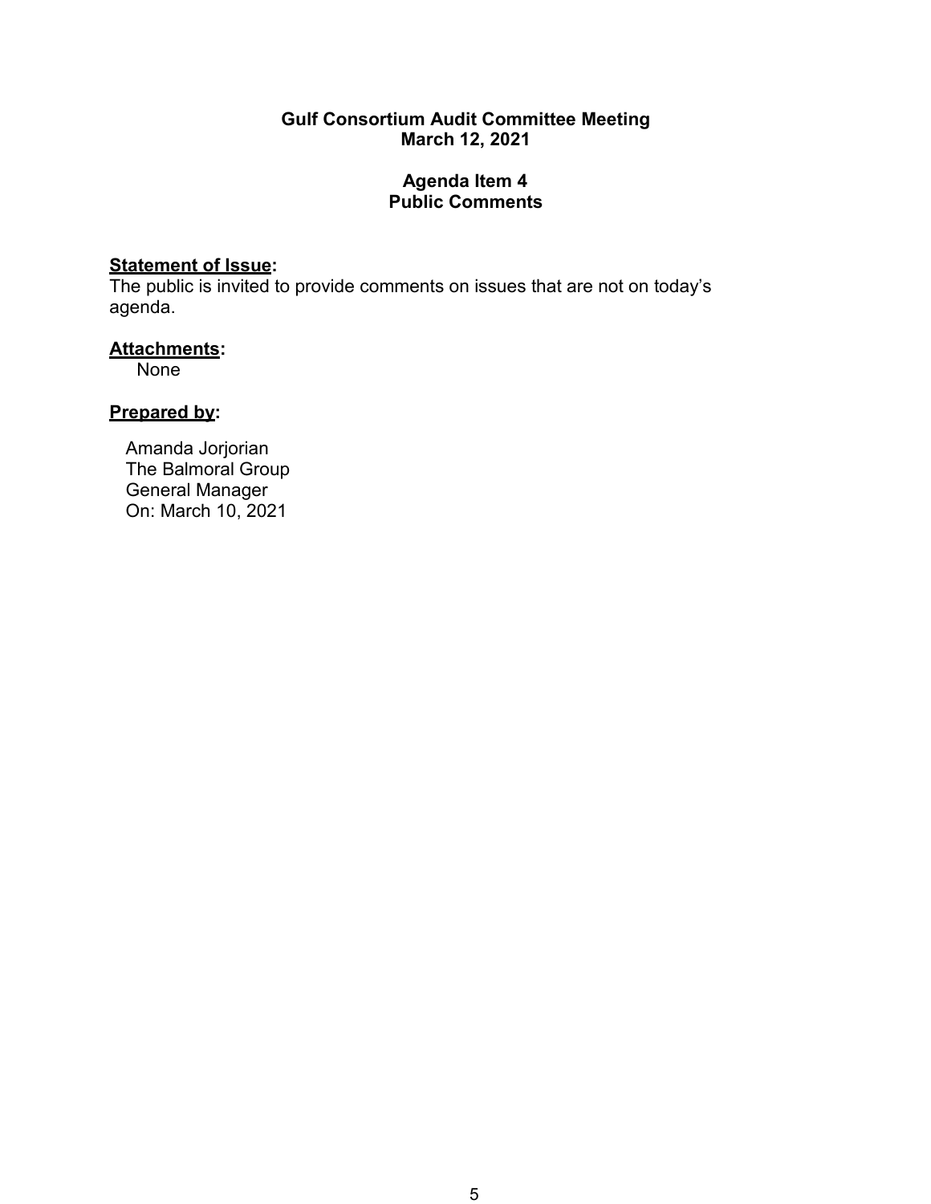**Gulf Consortium Audit Committee Meeting**
**March 12, 2021**

**Agenda Item 4**
**Public Comments**

**Statement of Issue:**
The public is invited to provide comments on issues that are not on today's agenda.

**Attachments:**
None

**Prepared by:**

Amanda Jorjorian
The Balmoral Group
General Manager
On: March 10, 2021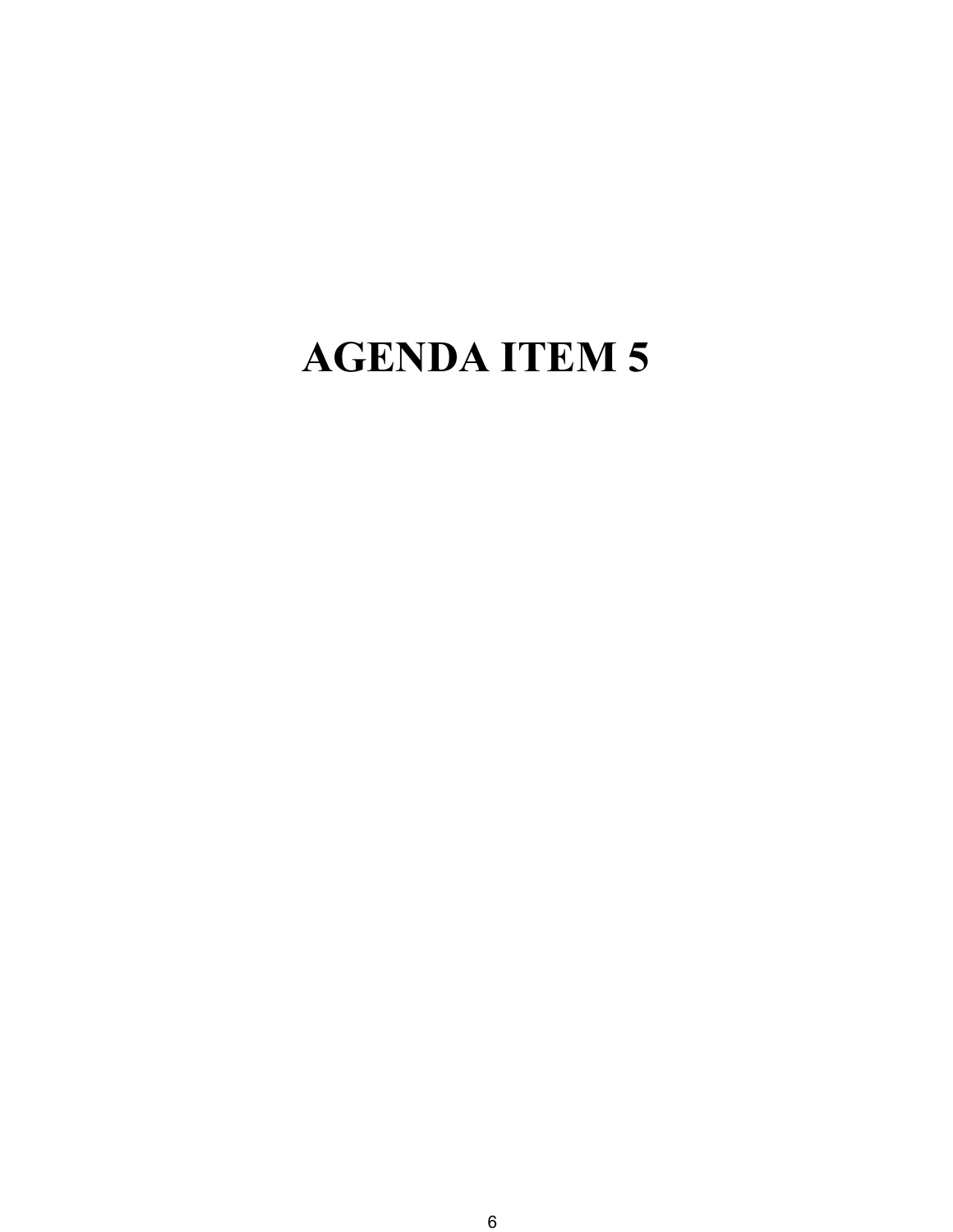# AGENDA ITEM 5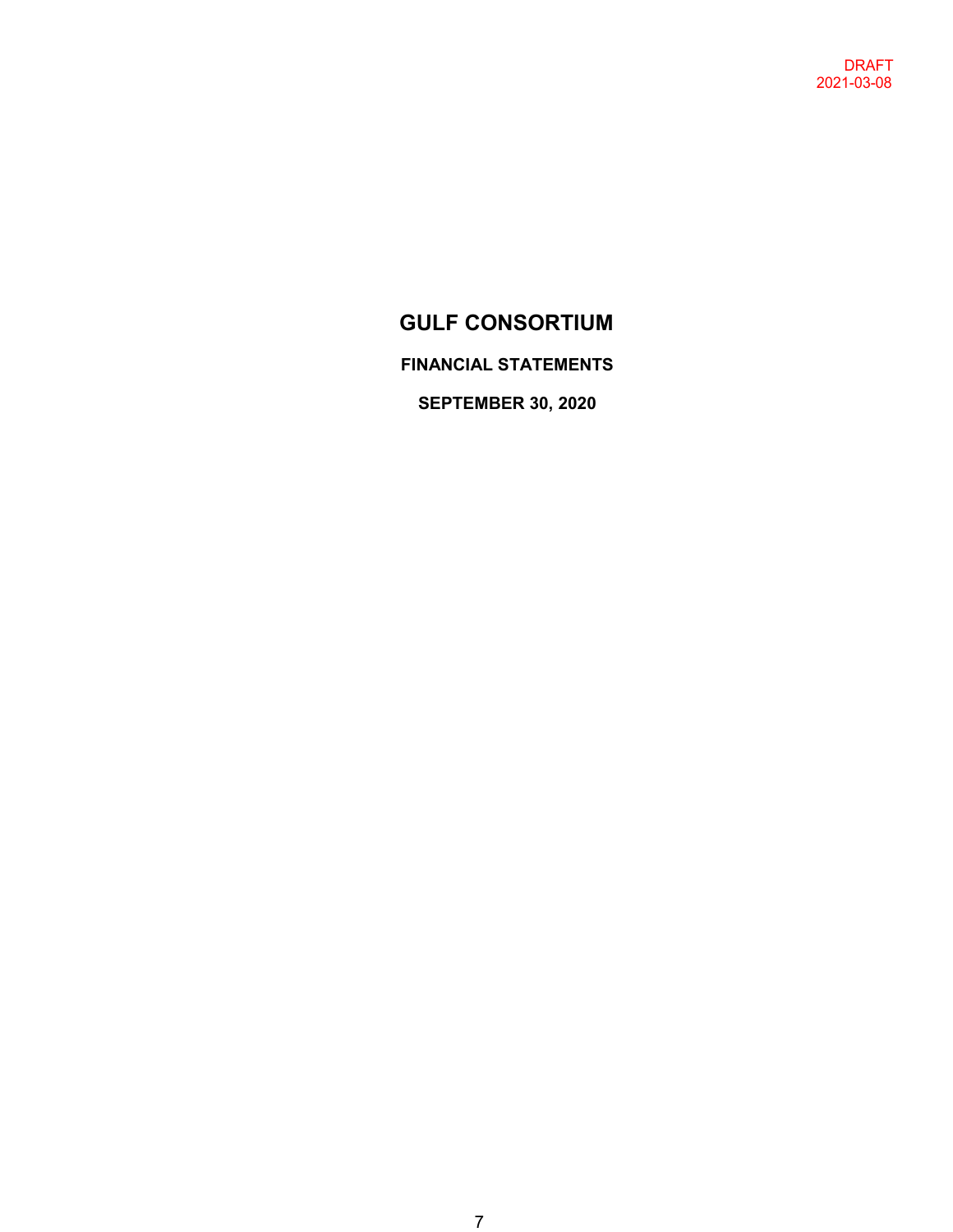DRAFT
2021-03-08

# GULF CONSORTIUM

## FINANCIAL STATEMENTS

## SEPTEMBER 30, 2020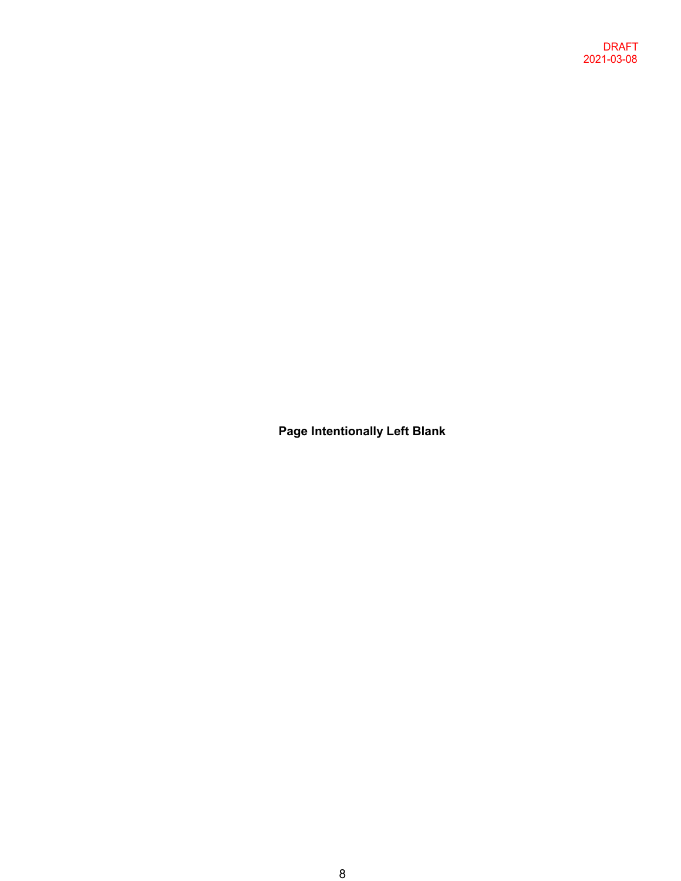DRAFT
2021-03-08

**Page Intentionally Left Blank**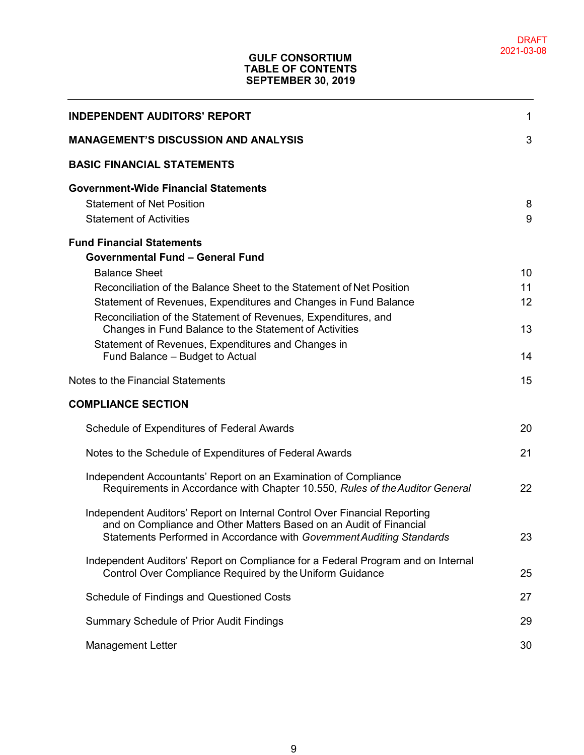DRAFT
2021-03-08

# GULF CONSORTIUM
# TABLE OF CONTENTS
# SEPTEMBER 30, 2019

| | |
|---|---|
| **INDEPENDENT AUDITORS' REPORT** | 1 |
| **MANAGEMENT'S DISCUSSION AND ANALYSIS** | 3 |
| **BASIC FINANCIAL STATEMENTS** | |
| **Government-Wide Financial Statements** | |
| Statement of Net Position | 8 |
| Statement of Activities | 9 |
| **Fund Financial Statements** | |
| **Governmental Fund – General Fund** | |
| Balance Sheet | 10 |
| Reconciliation of the Balance Sheet to the Statement of Net Position | 11 |
| Statement of Revenues, Expenditures and Changes in Fund Balance | 12 |
| Reconciliation of the Statement of Revenues, Expenditures, and Changes in Fund Balance to the Statement of Activities | 13 |
| Statement of Revenues, Expenditures and Changes in Fund Balance – Budget to Actual | 14 |
| Notes to the Financial Statements | 15 |
| **COMPLIANCE SECTION** | |
| Schedule of Expenditures of Federal Awards | 20 |
| Notes to the Schedule of Expenditures of Federal Awards | 21 |
| Independent Accountants' Report on an Examination of Compliance Requirements in Accordance with Chapter 10.550, *Rules of the Auditor General* | 22 |
| Independent Auditors' Report on Internal Control Over Financial Reporting and on Compliance and Other Matters Based on an Audit of Financial Statements Performed in Accordance with *Government Auditing Standards* | 23 |
| Independent Auditors' Report on Compliance for a Federal Program and on Internal Control Over Compliance Required by the Uniform Guidance | 25 |
| Schedule of Findings and Questioned Costs | 27 |
| Summary Schedule of Prior Audit Findings | 29 |
| Management Letter | 30 |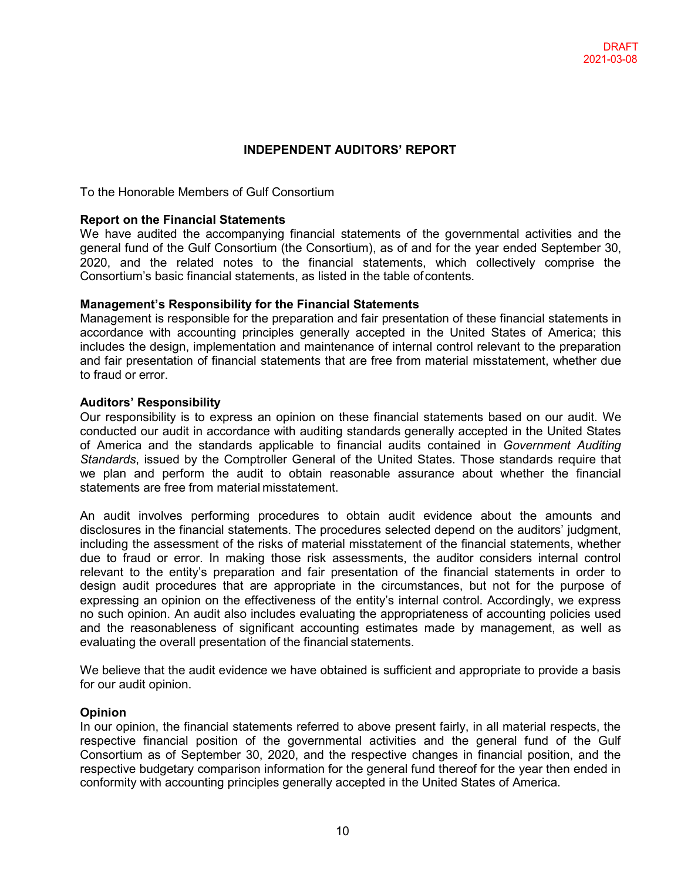DRAFT
2021-03-08

# INDEPENDENT AUDITORS' REPORT

To the Honorable Members of Gulf Consortium

**Report on the Financial Statements**

We have audited the accompanying financial statements of the governmental activities and the general fund of the Gulf Consortium (the Consortium), as of and for the year ended September 30, 2020, and the related notes to the financial statements, which collectively comprise the Consortium's basic financial statements, as listed in the table of contents.

**Management's Responsibility for the Financial Statements**

Management is responsible for the preparation and fair presentation of these financial statements in accordance with accounting principles generally accepted in the United States of America; this includes the design, implementation and maintenance of internal control relevant to the preparation and fair presentation of financial statements that are free from material misstatement, whether due to fraud or error.

**Auditors' Responsibility**

Our responsibility is to express an opinion on these financial statements based on our audit. We conducted our audit in accordance with auditing standards generally accepted in the United States of America and the standards applicable to financial audits contained in *Government Auditing Standards*, issued by the Comptroller General of the United States. Those standards require that we plan and perform the audit to obtain reasonable assurance about whether the financial statements are free from material misstatement.

An audit involves performing procedures to obtain audit evidence about the amounts and disclosures in the financial statements. The procedures selected depend on the auditors' judgment, including the assessment of the risks of material misstatement of the financial statements, whether due to fraud or error. In making those risk assessments, the auditor considers internal control relevant to the entity's preparation and fair presentation of the financial statements in order to design audit procedures that are appropriate in the circumstances, but not for the purpose of expressing an opinion on the effectiveness of the entity's internal control. Accordingly, we express no such opinion. An audit also includes evaluating the appropriateness of accounting policies used and the reasonableness of significant accounting estimates made by management, as well as evaluating the overall presentation of the financial statements.

We believe that the audit evidence we have obtained is sufficient and appropriate to provide a basis for our audit opinion.

**Opinion**

In our opinion, the financial statements referred to above present fairly, in all material respects, the respective financial position of the governmental activities and the general fund of the Gulf Consortium as of September 30, 2020, and the respective changes in financial position, and the respective budgetary comparison information for the general fund thereof for the year then ended in conformity with accounting principles generally accepted in the United States of America.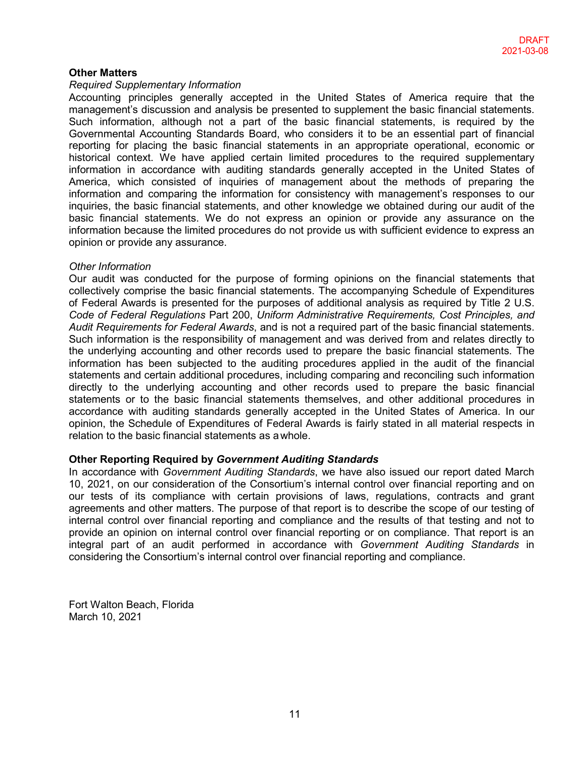DRAFT
2021-03-08

**Other Matters**

*Required Supplementary Information*

Accounting principles generally accepted in the United States of America require that the management's discussion and analysis be presented to supplement the basic financial statements. Such information, although not a part of the basic financial statements, is required by the Governmental Accounting Standards Board, who considers it to be an essential part of financial reporting for placing the basic financial statements in an appropriate operational, economic or historical context. We have applied certain limited procedures to the required supplementary information in accordance with auditing standards generally accepted in the United States of America, which consisted of inquiries of management about the methods of preparing the information and comparing the information for consistency with management's responses to our inquiries, the basic financial statements, and other knowledge we obtained during our audit of the basic financial statements. We do not express an opinion or provide any assurance on the information because the limited procedures do not provide us with sufficient evidence to express an opinion or provide any assurance.

*Other Information*

Our audit was conducted for the purpose of forming opinions on the financial statements that collectively comprise the basic financial statements. The accompanying Schedule of Expenditures of Federal Awards is presented for the purposes of additional analysis as required by Title 2 U.S. *Code of Federal Regulations* Part 200, *Uniform Administrative Requirements, Cost Principles, and Audit Requirements for Federal Awards*, and is not a required part of the basic financial statements. Such information is the responsibility of management and was derived from and relates directly to the underlying accounting and other records used to prepare the basic financial statements. The information has been subjected to the auditing procedures applied in the audit of the financial statements and certain additional procedures, including comparing and reconciling such information directly to the underlying accounting and other records used to prepare the basic financial statements or to the basic financial statements themselves, and other additional procedures in accordance with auditing standards generally accepted in the United States of America. In our opinion, the Schedule of Expenditures of Federal Awards is fairly stated in all material respects in relation to the basic financial statements as a whole.

**Other Reporting Required by *Government Auditing Standards***

In accordance with *Government Auditing Standards*, we have also issued our report dated March 10, 2021, on our consideration of the Consortium's internal control over financial reporting and on our tests of its compliance with certain provisions of laws, regulations, contracts and grant agreements and other matters. The purpose of that report is to describe the scope of our testing of internal control over financial reporting and compliance and the results of that testing and not to provide an opinion on internal control over financial reporting or on compliance. That report is an integral part of an audit performed in accordance with *Government Auditing Standards* in considering the Consortium's internal control over financial reporting and compliance.

Fort Walton Beach, Florida
March 10, 2021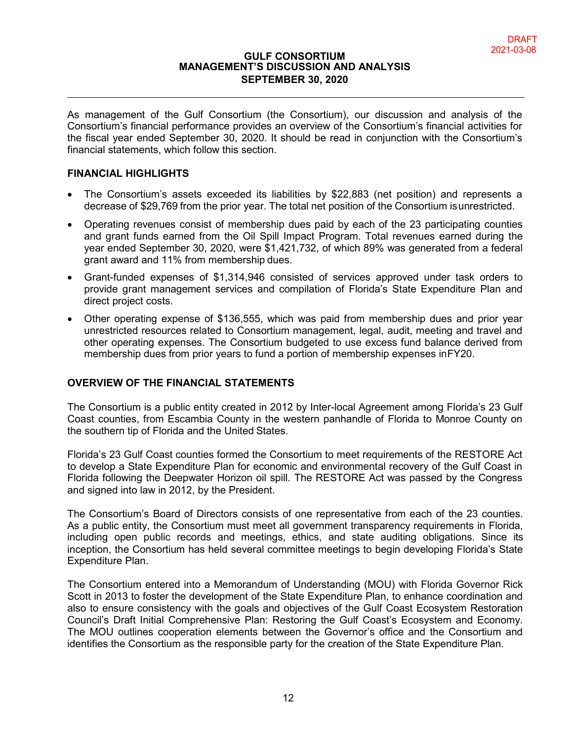DRAFT
2021-03-08

# GULF CONSORTIUM
# MANAGEMENT'S DISCUSSION AND ANALYSIS
# SEPTEMBER 30, 2020

As management of the Gulf Consortium (the Consortium), our discussion and analysis of the Consortium's financial performance provides an overview of the Consortium's financial activities for the fiscal year ended September 30, 2020. It should be read in conjunction with the Consortium's financial statements, which follow this section.

## FINANCIAL HIGHLIGHTS

- The Consortium's assets exceeded its liabilities by $22,883 (net position) and represents a decrease of $29,769 from the prior year. The total net position of the Consortium is unrestricted.
- Operating revenues consist of membership dues paid by each of the 23 participating counties and grant funds earned from the Oil Spill Impact Program. Total revenues earned during the year ended September 30, 2020, were $1,421,732, of which 89% was generated from a federal grant award and 11% from membership dues.
- Grant-funded expenses of $1,314,946 consisted of services approved under task orders to provide grant management services and compilation of Florida's State Expenditure Plan and direct project costs.
- Other operating expense of $136,555, which was paid from membership dues and prior year unrestricted resources related to Consortium management, legal, audit, meeting and travel and other operating expenses. The Consortium budgeted to use excess fund balance derived from membership dues from prior years to fund a portion of membership expenses in FY20.

## OVERVIEW OF THE FINANCIAL STATEMENTS

The Consortium is a public entity created in 2012 by Inter-local Agreement among Florida's 23 Gulf Coast counties, from Escambia County in the western panhandle of Florida to Monroe County on the southern tip of Florida and the United States.

Florida's 23 Gulf Coast counties formed the Consortium to meet requirements of the RESTORE Act to develop a State Expenditure Plan for economic and environmental recovery of the Gulf Coast in Florida following the Deepwater Horizon oil spill. The RESTORE Act was passed by the Congress and signed into law in 2012, by the President.

The Consortium's Board of Directors consists of one representative from each of the 23 counties. As a public entity, the Consortium must meet all government transparency requirements in Florida, including open public records and meetings, ethics, and state auditing obligations. Since its inception, the Consortium has held several committee meetings to begin developing Florida's State Expenditure Plan.

The Consortium entered into a Memorandum of Understanding (MOU) with Florida Governor Rick Scott in 2013 to foster the development of the State Expenditure Plan, to enhance coordination and also to ensure consistency with the goals and objectives of the Gulf Coast Ecosystem Restoration Council's Draft Initial Comprehensive Plan: Restoring the Gulf Coast's Ecosystem and Economy. The MOU outlines cooperation elements between the Governor's office and the Consortium and identifies the Consortium as the responsible party for the creation of the State Expenditure Plan.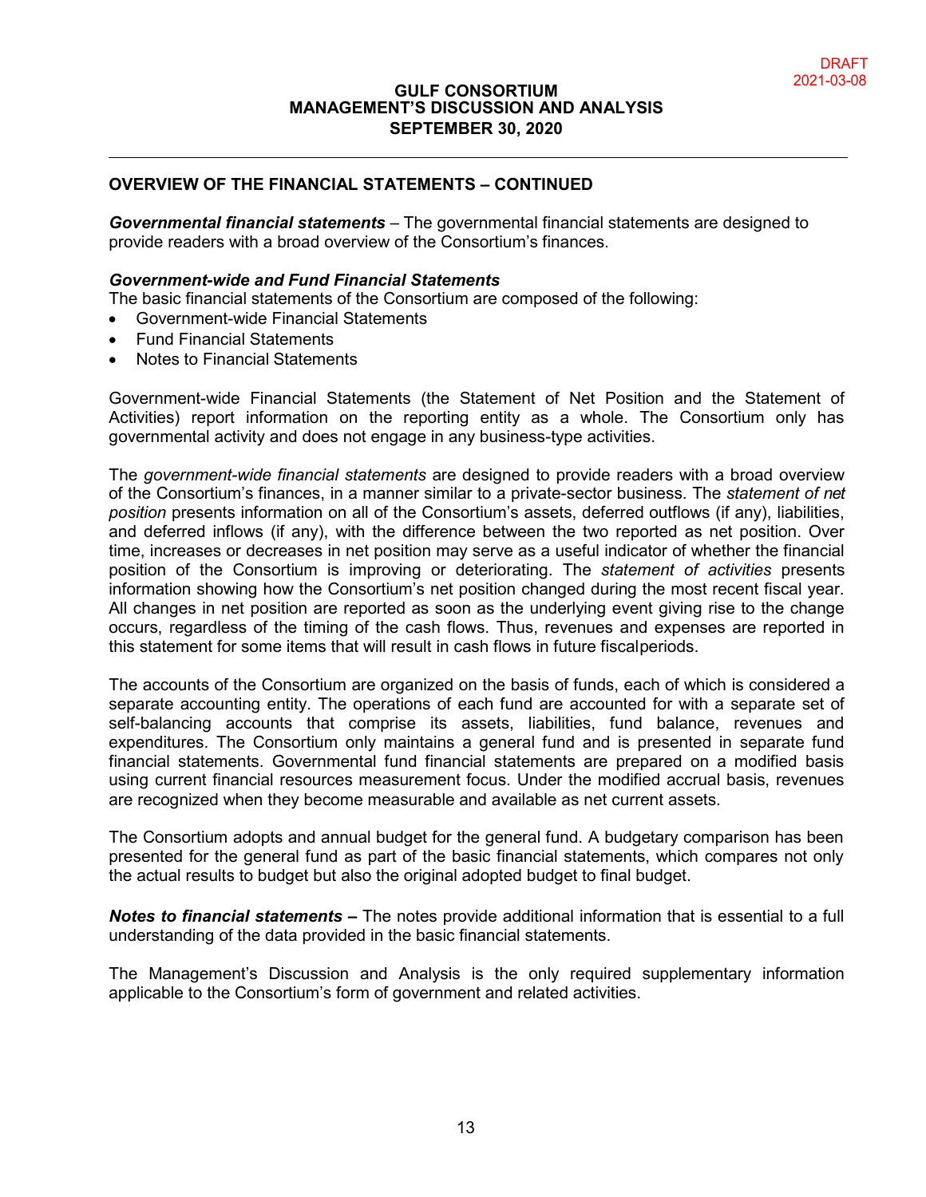## OVERVIEW OF THE FINANCIAL STATEMENTS – CONTINUED

***Governmental financial statements*** – The governmental financial statements are designed to provide readers with a broad overview of the Consortium's finances.

***Government-wide and Fund Financial Statements***

The basic financial statements of the Consortium are composed of the following:

- Government-wide Financial Statements
- Fund Financial Statements
- Notes to Financial Statements

Government-wide Financial Statements (the Statement of Net Position and the Statement of Activities) report information on the reporting entity as a whole. The Consortium only has governmental activity and does not engage in any business-type activities.

The *government-wide financial statements* are designed to provide readers with a broad overview of the Consortium's finances, in a manner similar to a private-sector business. The *statement of net position* presents information on all of the Consortium's assets, deferred outflows (if any), liabilities, and deferred inflows (if any), with the difference between the two reported as net position. Over time, increases or decreases in net position may serve as a useful indicator of whether the financial position of the Consortium is improving or deteriorating. The *statement of activities* presents information showing how the Consortium's net position changed during the most recent fiscal year. All changes in net position are reported as soon as the underlying event giving rise to the change occurs, regardless of the timing of the cash flows. Thus, revenues and expenses are reported in this statement for some items that will result in cash flows in future fiscalperiods.

The accounts of the Consortium are organized on the basis of funds, each of which is considered a separate accounting entity. The operations of each fund are accounted for with a separate set of self-balancing accounts that comprise its assets, liabilities, fund balance, revenues and expenditures. The Consortium only maintains a general fund and is presented in separate fund financial statements. Governmental fund financial statements are prepared on a modified basis using current financial resources measurement focus. Under the modified accrual basis, revenues are recognized when they become measurable and available as net current assets.

The Consortium adopts and annual budget for the general fund. A budgetary comparison has been presented for the general fund as part of the basic financial statements, which compares not only the actual results to budget but also the original adopted budget to final budget.

***Notes to financial statements*** **–** The notes provide additional information that is essential to a full understanding of the data provided in the basic financial statements.

The Management's Discussion and Analysis is the only required supplementary information applicable to the Consortium's form of government and related activities.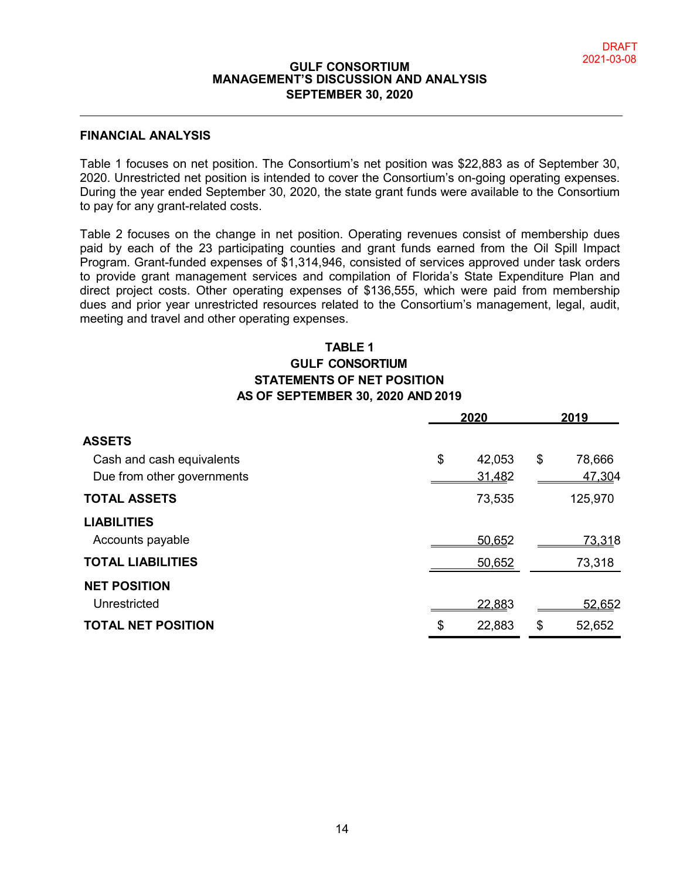DRAFT
2021-03-08

# GULF CONSORTIUM
## MANAGEMENT'S DISCUSSION AND ANALYSIS
## SEPTEMBER 30, 2020

---

### FINANCIAL ANALYSIS

Table 1 focuses on net position. The Consortium's net position was $22,883 as of September 30, 2020. Unrestricted net position is intended to cover the Consortium's on-going operating expenses. During the year ended September 30, 2020, the state grant funds were available to the Consortium to pay for any grant-related costs.

Table 2 focuses on the change in net position. Operating revenues consist of membership dues paid by each of the 23 participating counties and grant funds earned from the Oil Spill Impact Program. Grant-funded expenses of $1,314,946, consisted of services approved under task orders to provide grant management services and compilation of Florida's State Expenditure Plan and direct project costs. Other operating expenses of $136,555, which were paid from membership dues and prior year unrestricted resources related to the Consortium's management, legal, audit, meeting and travel and other operating expenses.

**TABLE 1**
**GULF CONSORTIUM**
**STATEMENTS OF NET POSITION**
**AS OF SEPTEMBER 30, 2020 AND 2019**

| | 2020 | 2019 |
|---|---|---|
| **ASSETS** | | |
| Cash and cash equivalents | $ 42,053 | $ 78,666 |
| Due from other governments | 31,482 | 47,304 |
| **TOTAL ASSETS** | 73,535 | 125,970 |
| **LIABILITIES** | | |
| Accounts payable | 50,652 | 73,318 |
| **TOTAL LIABILITIES** | 50,652 | 73,318 |
| **NET POSITION** | | |
| Unrestricted | 22,883 | 52,652 |
| **TOTAL NET POSITION** | $ 22,883 | $ 52,652 |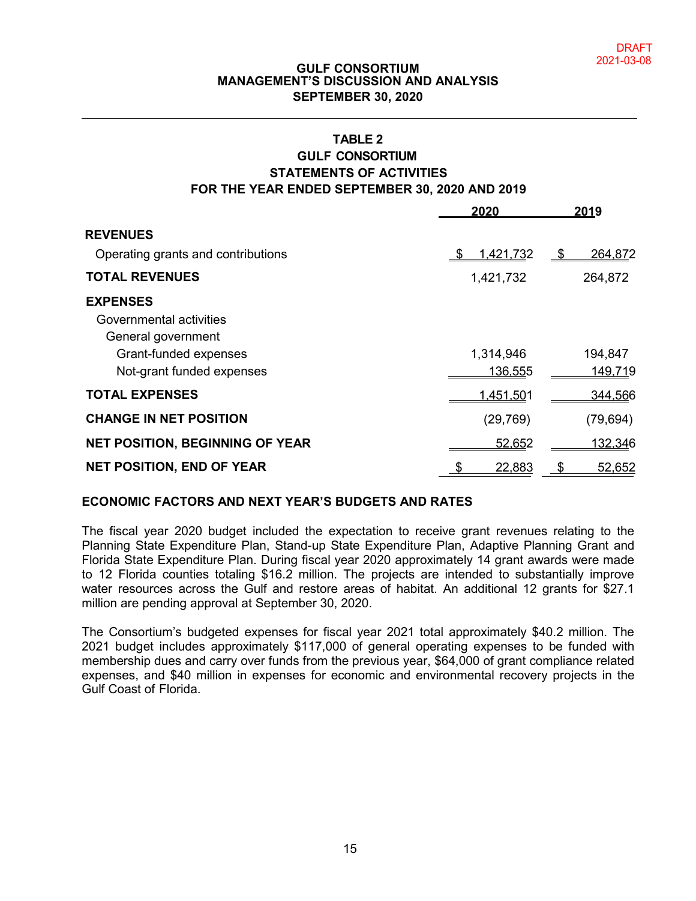DRAFT
2021-03-08

# GULF CONSORTIUM
## MANAGEMENT'S DISCUSSION AND ANALYSIS
## SEPTEMBER 30, 2020

### TABLE 2
### GULF CONSORTIUM
### STATEMENTS OF ACTIVITIES
### FOR THE YEAR ENDED SEPTEMBER 30, 2020 AND 2019

| | 2020 | 2019 |
|---|---|---|
| **REVENUES** | | |
| Operating grants and contributions | $ 1,421,732 | $ 264,872 |
| **TOTAL REVENUES** | 1,421,732 | 264,872 |
| **EXPENSES** | | |
| Governmental activities | | |
| General government | | |
| Grant-funded expenses | 1,314,946 | 194,847 |
| Not-grant funded expenses | 136,555 | 149,719 |
| **TOTAL EXPENSES** | 1,451,501 | 344,566 |
| **CHANGE IN NET POSITION** | (29,769) | (79,694) |
| **NET POSITION, BEGINNING OF YEAR** | 52,652 | 132,346 |
| **NET POSITION, END OF YEAR** | $ 22,883 | $ 52,652 |

**ECONOMIC FACTORS AND NEXT YEAR'S BUDGETS AND RATES**

The fiscal year 2020 budget included the expectation to receive grant revenues relating to the Planning State Expenditure Plan, Stand-up State Expenditure Plan, Adaptive Planning Grant and Florida State Expenditure Plan. During fiscal year 2020 approximately 14 grant awards were made to 12 Florida counties totaling $16.2 million. The projects are intended to substantially improve water resources across the Gulf and restore areas of habitat. An additional 12 grants for $27.1 million are pending approval at September 30, 2020.

The Consortium's budgeted expenses for fiscal year 2021 total approximately $40.2 million. The 2021 budget includes approximately $117,000 of general operating expenses to be funded with membership dues and carry over funds from the previous year, $64,000 of grant compliance related expenses, and $40 million in expenses for economic and environmental recovery projects in the Gulf Coast of Florida.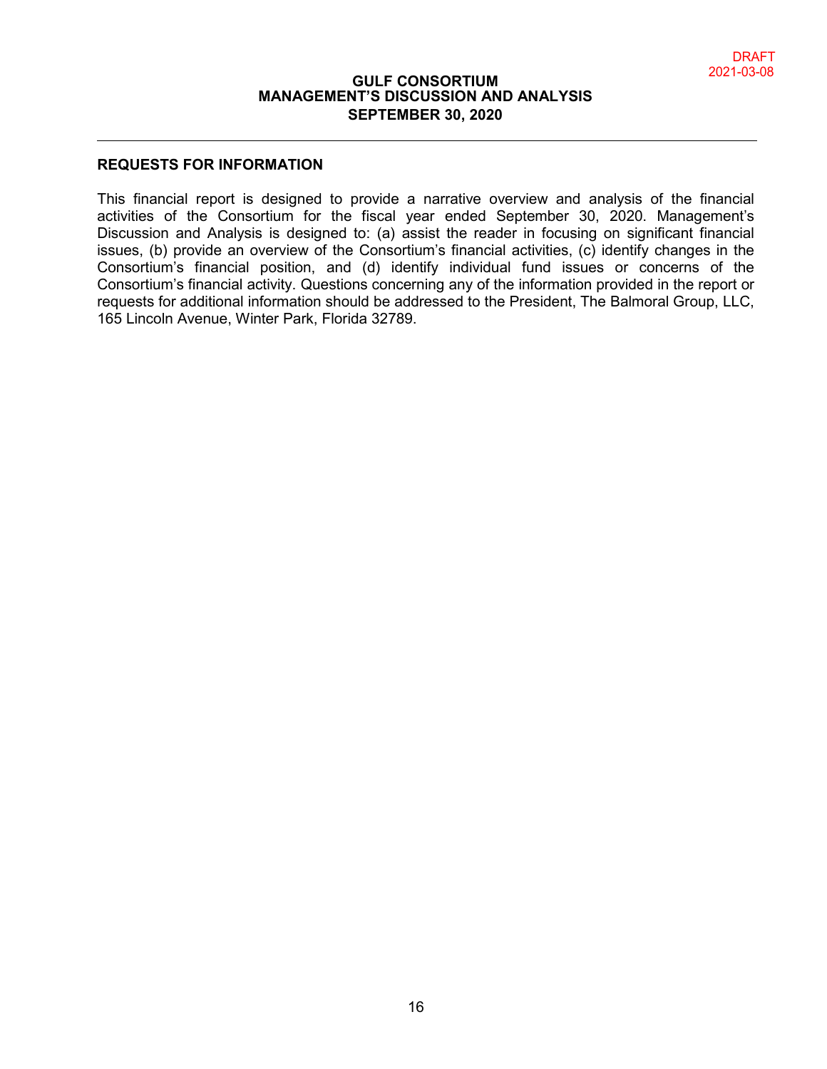## REQUESTS FOR INFORMATION

This financial report is designed to provide a narrative overview and analysis of the financial activities of the Consortium for the fiscal year ended September 30, 2020. Management's Discussion and Analysis is designed to: (a) assist the reader in focusing on significant financial issues, (b) provide an overview of the Consortium's financial activities, (c) identify changes in the Consortium's financial position, and (d) identify individual fund issues or concerns of the Consortium's financial activity. Questions concerning any of the information provided in the report or requests for additional information should be addressed to the President, The Balmoral Group, LLC, 165 Lincoln Avenue, Winter Park, Florida 32789.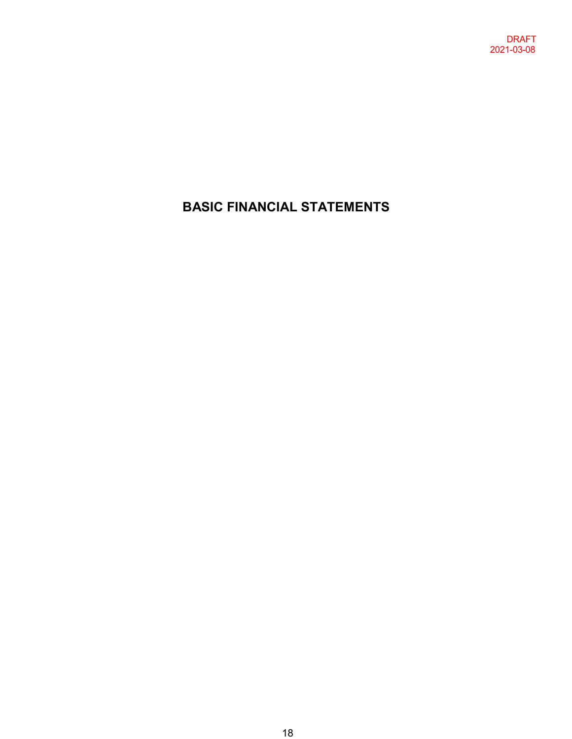DRAFT
2021-03-08

# BASIC FINANCIAL STATEMENTS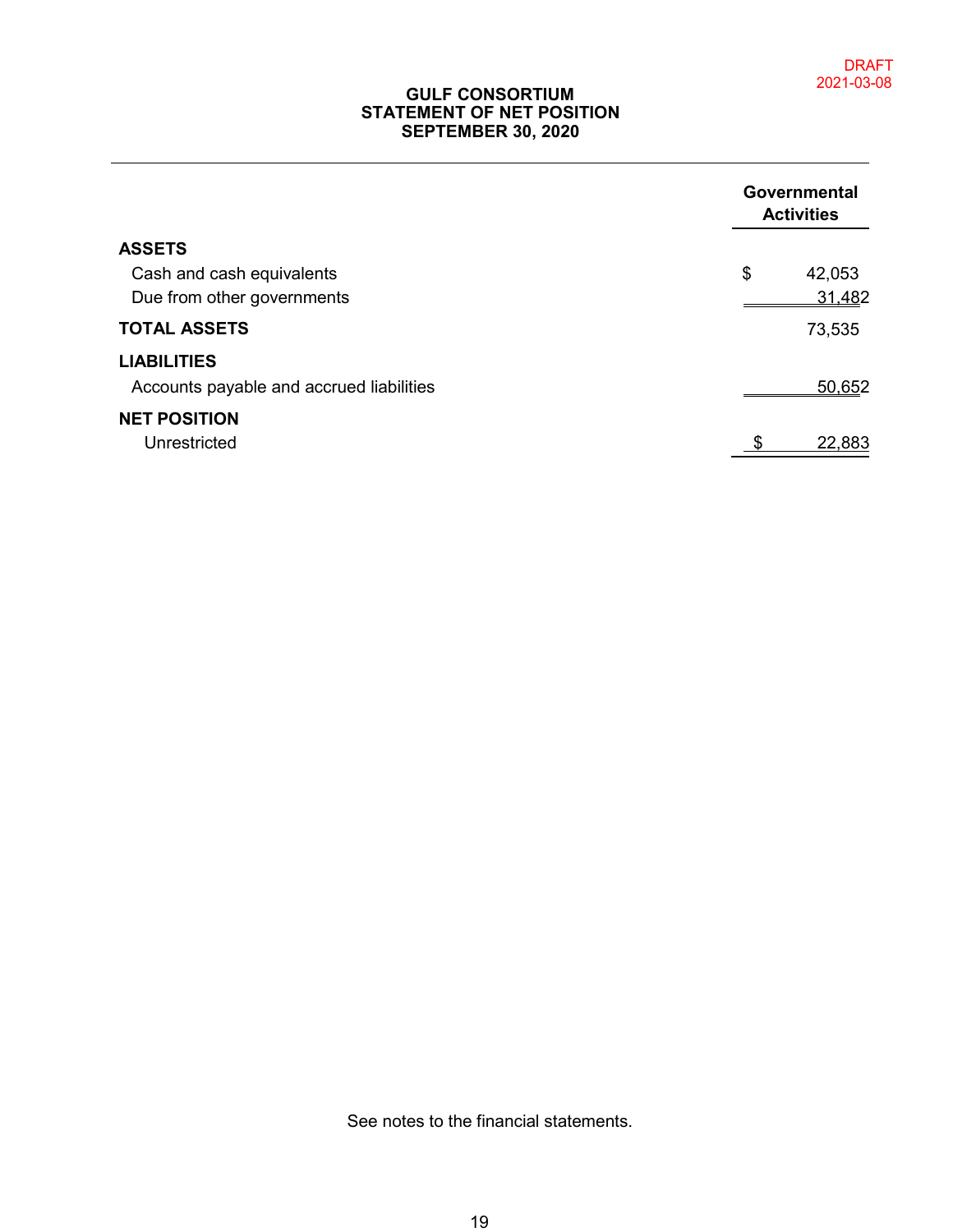DRAFT
2021-03-08

# GULF CONSORTIUM
## STATEMENT OF NET POSITION
## SEPTEMBER 30, 2020

| | Governmental Activities |
|---|---|
| **ASSETS** | |
| Cash and cash equivalents | $ 42,053 |
| Due from other governments | 31,482 |
| **TOTAL ASSETS** | 73,535 |
| **LIABILITIES** | |
| Accounts payable and accrued liabilities | 50,652 |
| **NET POSITION** | |
| Unrestricted | $ 22,883 |

See notes to the financial statements.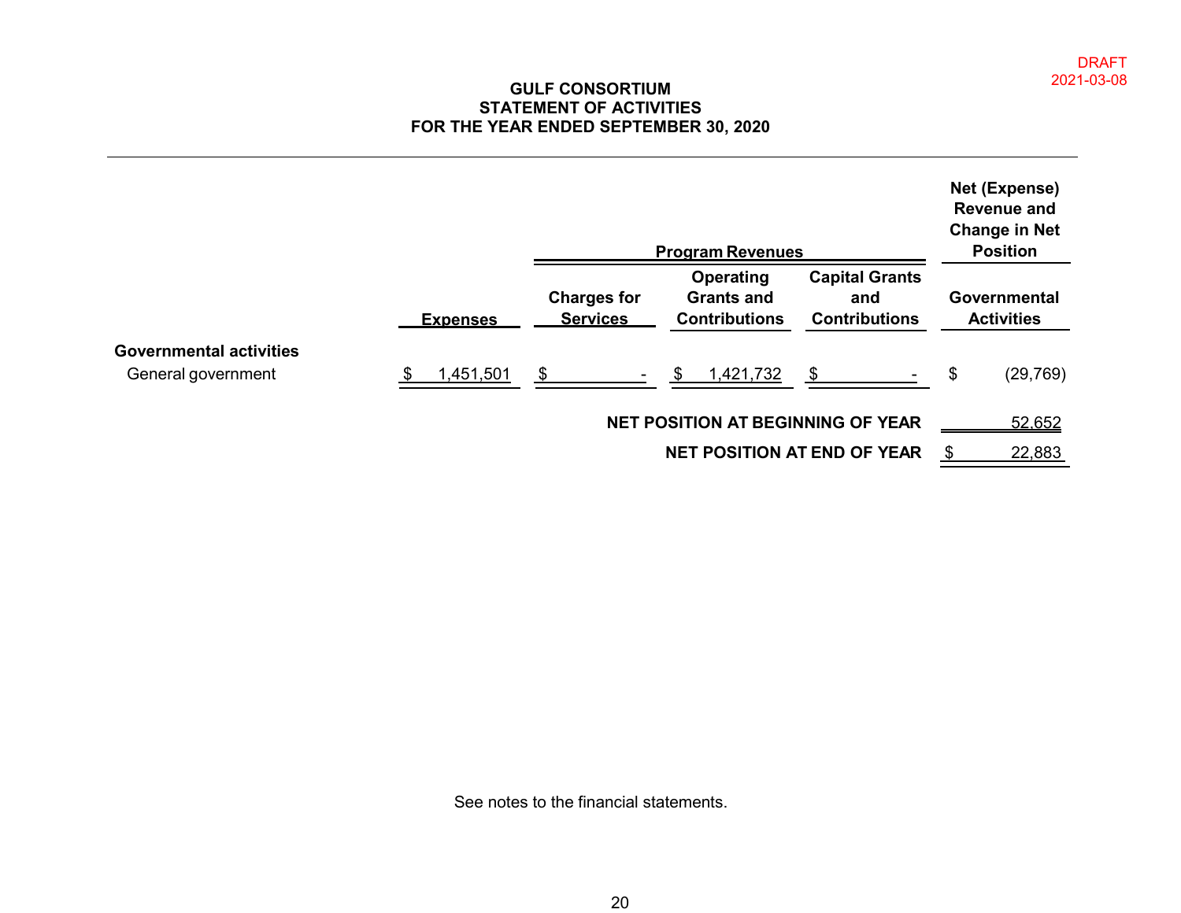DRAFT
2021-03-08

# GULF CONSORTIUM
## STATEMENT OF ACTIVITIES
## FOR THE YEAR ENDED SEPTEMBER 30, 2020

| | | Program Revenues | | | Net (Expense) Revenue and Change in Net Position |
|---|---|---|---|---|---|
| | **Expenses** | **Charges for Services** | **Operating Grants and Contributions** | **Capital Grants and Contributions** | **Governmental Activities** |
| **Governmental activities** | | | | | |
| General government | $ 1,451,501 | $ - | $ 1,421,732 | $ - | $ (29,769) |
| | | | **NET POSITION AT BEGINNING OF YEAR** | | 52,652 |
| | | | **NET POSITION AT END OF YEAR** | | $ 22,883 |

See notes to the financial statements.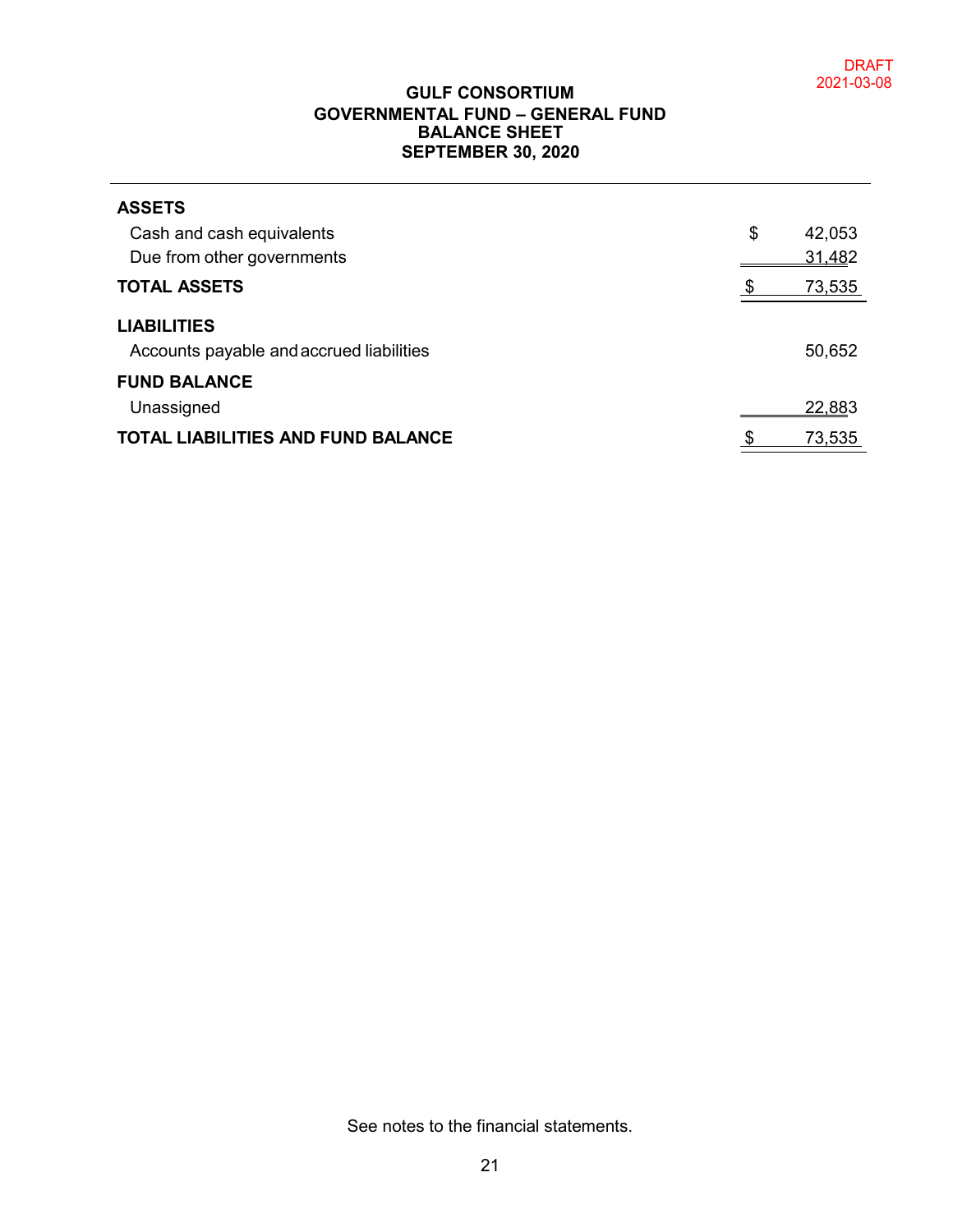DRAFT
2021-03-08

# GULF CONSORTIUM
## GOVERNMENTAL FUND – GENERAL FUND
## BALANCE SHEET
## SEPTEMBER 30, 2020

| | |
|---|---|
| **ASSETS** | |
| Cash and cash equivalents | $ 42,053 |
| Due from other governments | 31,482 |
| **TOTAL ASSETS** | $ 73,535 |
| **LIABILITIES** | |
| Accounts payable and accrued liabilities | 50,652 |
| **FUND BALANCE** | |
| Unassigned | 22,883 |
| **TOTAL LIABILITIES AND FUND BALANCE** | $ 73,535 |

See notes to the financial statements.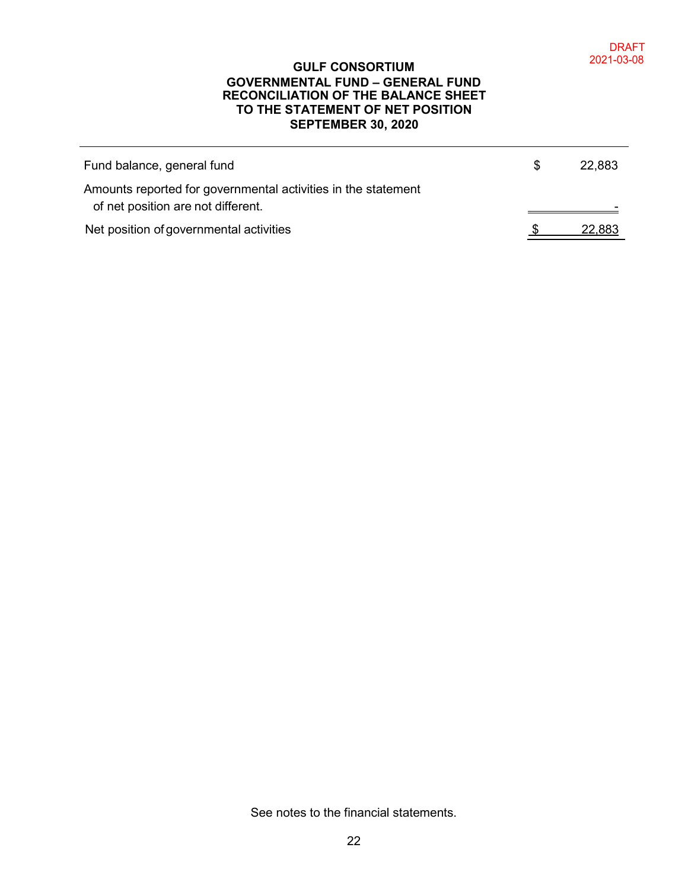DRAFT
2021-03-08

# GULF CONSORTIUM
## GOVERNMENTAL FUND – GENERAL FUND
## RECONCILIATION OF THE BALANCE SHEET TO THE STATEMENT OF NET POSITION
## SEPTEMBER 30, 2020

| | | |
|---|---|---|
| Fund balance, general fund | $ | 22,883 |
| Amounts reported for governmental activities in the statement of net position are not different. | | - |
| Net position of governmental activities | $ | 22,883 |

See notes to the financial statements.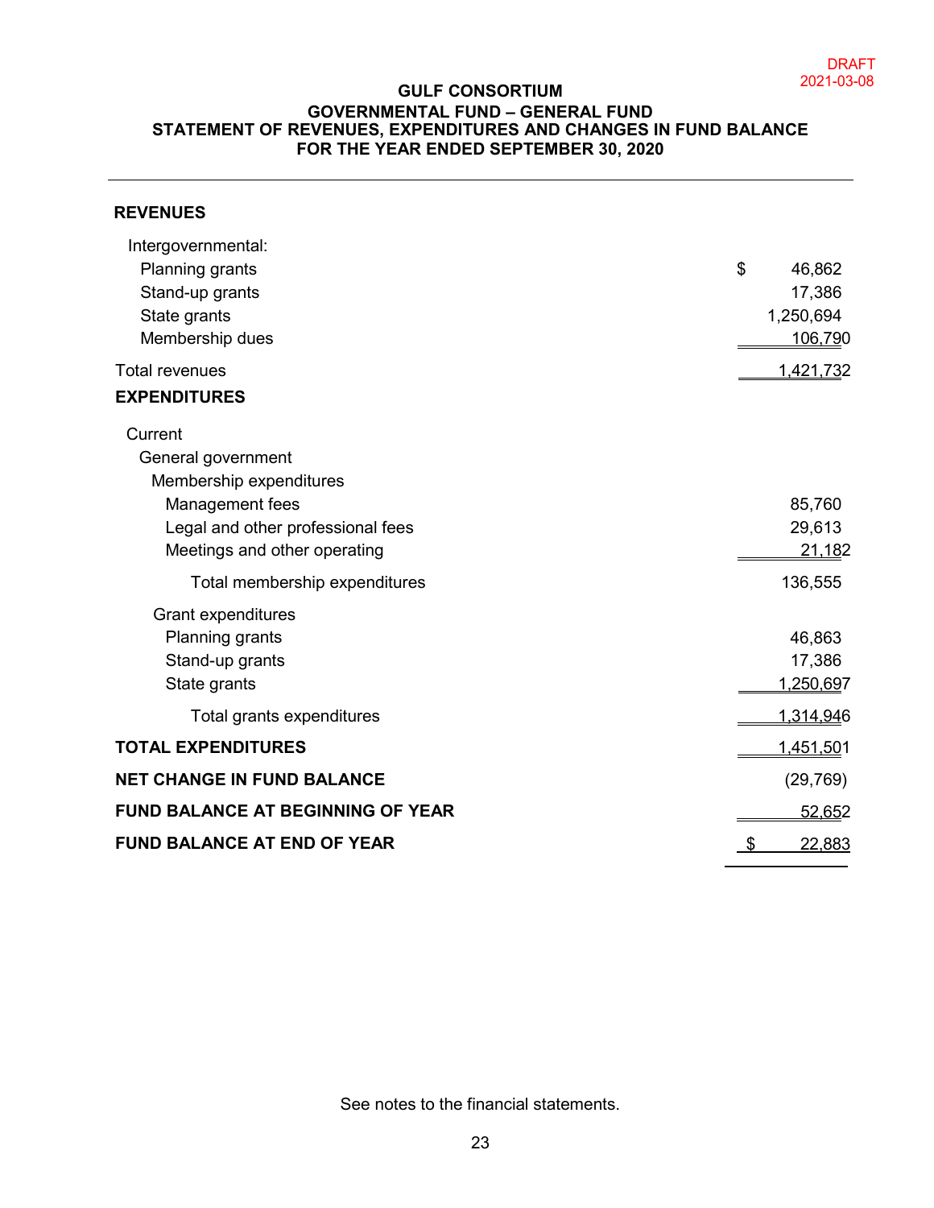DRAFT
2021-03-08

# GULF CONSORTIUM
## GOVERNMENTAL FUND – GENERAL FUND
## STATEMENT OF REVENUES, EXPENDITURES AND CHANGES IN FUND BALANCE
## FOR THE YEAR ENDED SEPTEMBER 30, 2020

| | |
|---|---|
| **REVENUES** | |
| Intergovernmental: | |
| Planning grants | $ 46,862 |
| Stand-up grants | 17,386 |
| State grants | 1,250,694 |
| Membership dues | 106,790 |
| Total revenues | 1,421,732 |
| **EXPENDITURES** | |
| Current | |
| General government | |
| Membership expenditures | |
| Management fees | 85,760 |
| Legal and other professional fees | 29,613 |
| Meetings and other operating | 21,182 |
| Total membership expenditures | 136,555 |
| Grant expenditures | |
| Planning grants | 46,863 |
| Stand-up grants | 17,386 |
| State grants | 1,250,697 |
| Total grants expenditures | 1,314,946 |
| **TOTAL EXPENDITURES** | 1,451,501 |
| **NET CHANGE IN FUND BALANCE** | (29,769) |
| **FUND BALANCE AT BEGINNING OF YEAR** | 52,652 |
| **FUND BALANCE AT END OF YEAR** | $ 22,883 |

See notes to the financial statements.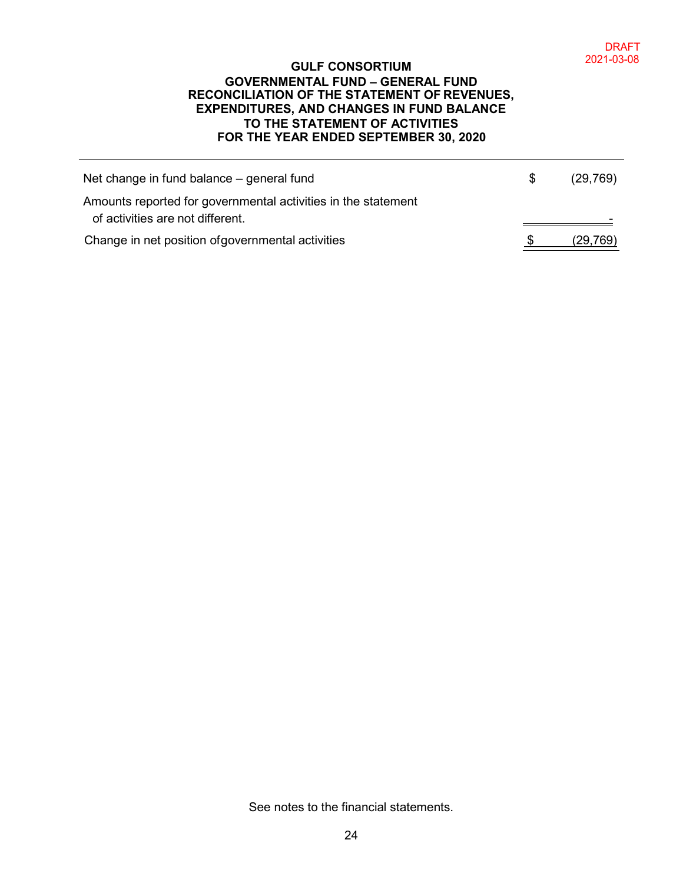DRAFT
2021-03-08

# GULF CONSORTIUM
## GOVERNMENTAL FUND – GENERAL FUND
## RECONCILIATION OF THE STATEMENT OF REVENUES, EXPENDITURES, AND CHANGES IN FUND BALANCE TO THE STATEMENT OF ACTIVITIES
## FOR THE YEAR ENDED SEPTEMBER 30, 2020

| | | |
|---|---|---|
| Net change in fund balance – general fund | $ | (29,769) |
| Amounts reported for governmental activities in the statement of activities are not different. | | - |
| Change in net position of governmental activities | $ | (29,769) |

See notes to the financial statements.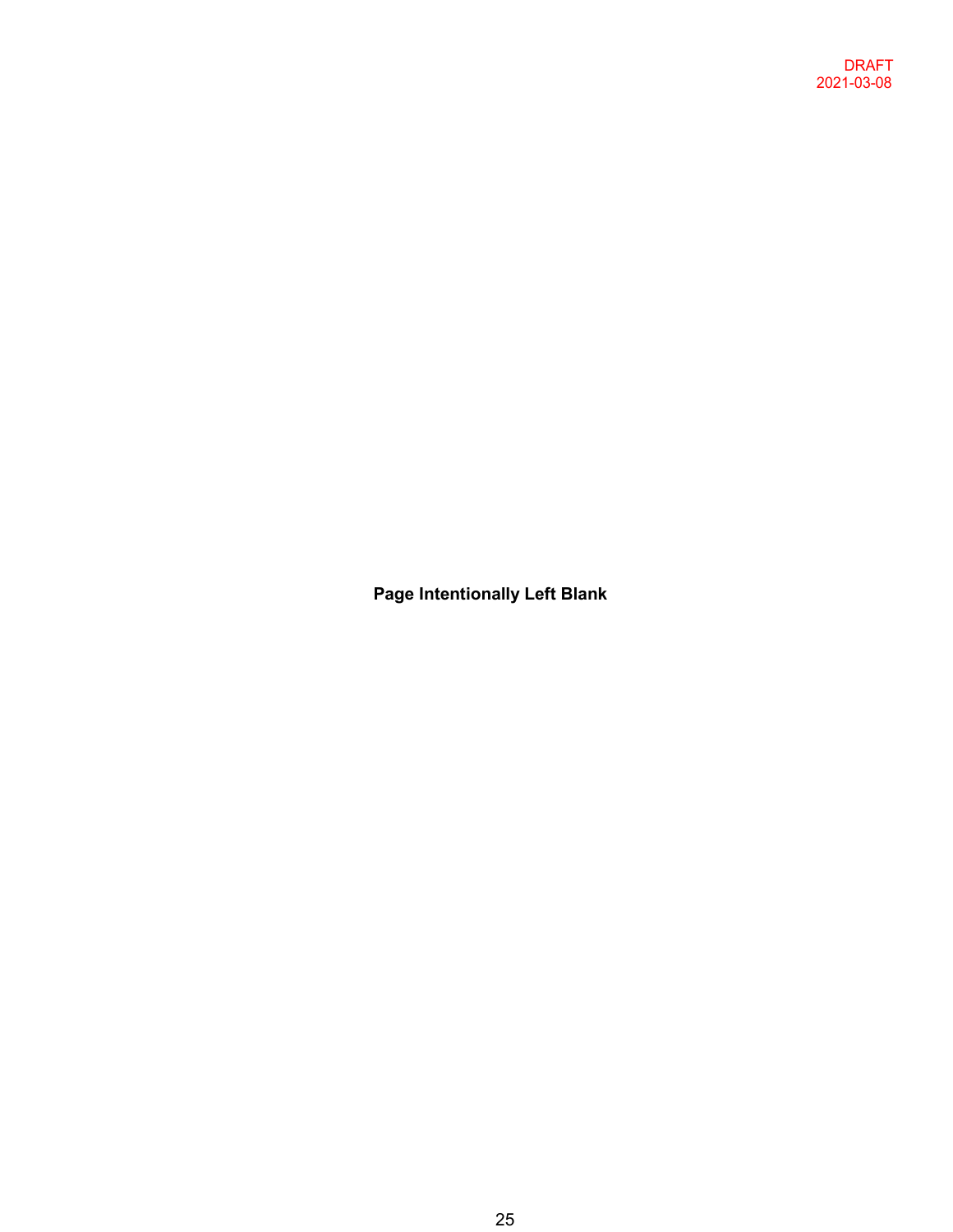DRAFT
2021-03-08

**Page Intentionally Left Blank**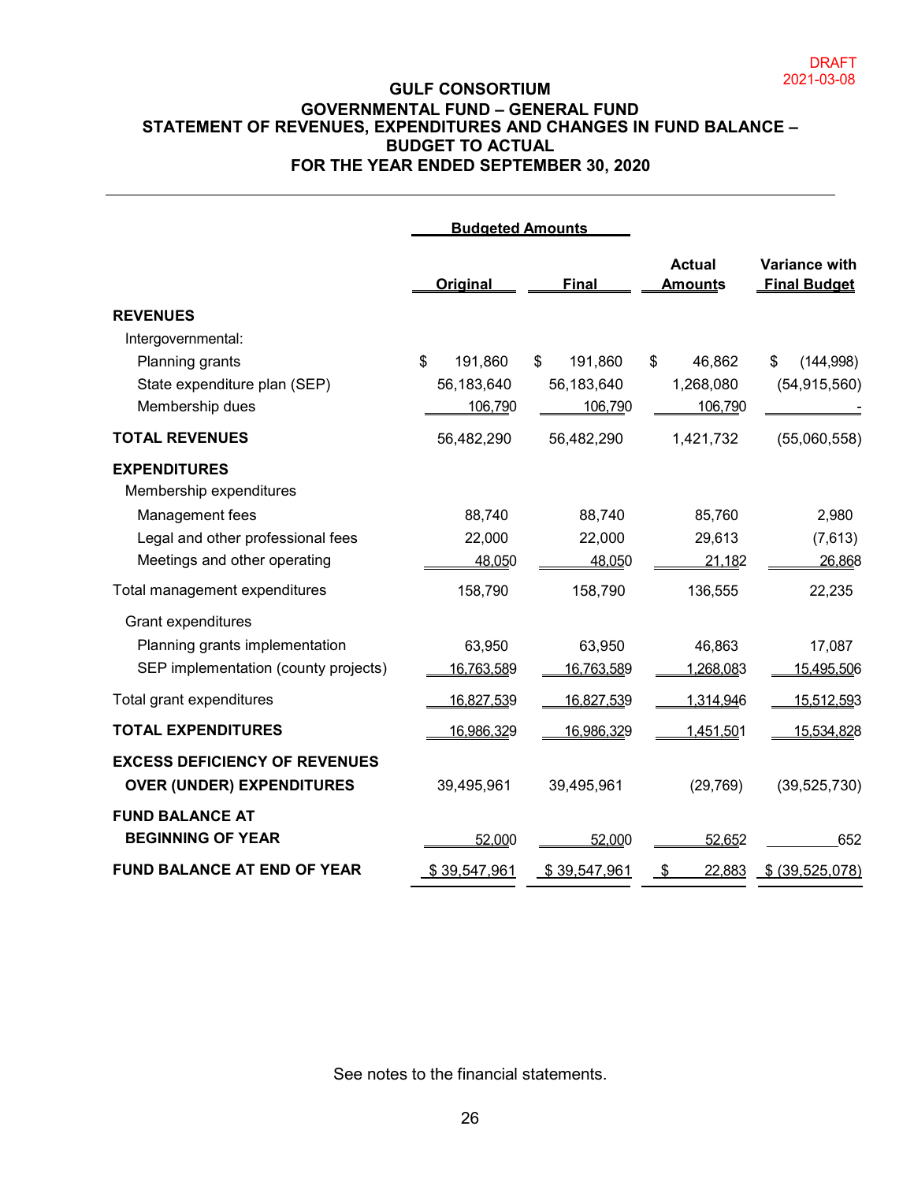DRAFT
2021-03-08

# GULF CONSORTIUM
## GOVERNMENTAL FUND – GENERAL FUND
## STATEMENT OF REVENUES, EXPENDITURES AND CHANGES IN FUND BALANCE – BUDGET TO ACTUAL
## FOR THE YEAR ENDED SEPTEMBER 30, 2020

| | Budgeted Amounts | | | |
|---|---|---|---|---|
| | Original | Final | Actual Amounts | Variance with Final Budget |
| **REVENUES** | | | | |
| Intergovernmental: | | | | |
| Planning grants | $ 191,860 | $ 191,860 | $ 46,862 | $ (144,998) |
| State expenditure plan (SEP) | 56,183,640 | 56,183,640 | 1,268,080 | (54,915,560) |
| Membership dues | 106,790 | 106,790 | 106,790 | - |
| **TOTAL REVENUES** | 56,482,290 | 56,482,290 | 1,421,732 | (55,060,558) |
| **EXPENDITURES** | | | | |
| Membership expenditures | | | | |
| Management fees | 88,740 | 88,740 | 85,760 | 2,980 |
| Legal and other professional fees | 22,000 | 22,000 | 29,613 | (7,613) |
| Meetings and other operating | 48,050 | 48,050 | 21,182 | 26,868 |
| Total management expenditures | 158,790 | 158,790 | 136,555 | 22,235 |
| Grant expenditures | | | | |
| Planning grants implementation | 63,950 | 63,950 | 46,863 | 17,087 |
| SEP implementation (county projects) | 16,763,589 | 16,763,589 | 1,268,083 | 15,495,506 |
| Total grant expenditures | 16,827,539 | 16,827,539 | 1,314,946 | 15,512,593 |
| **TOTAL EXPENDITURES** | 16,986,329 | 16,986,329 | 1,451,501 | 15,534,828 |
| **EXCESS DEFICIENCY OF REVENUES OVER (UNDER) EXPENDITURES** | 39,495,961 | 39,495,961 | (29,769) | (39,525,730) |
| **FUND BALANCE AT BEGINNING OF YEAR** | 52,000 | 52,000 | 52,652 | 652 |
| **FUND BALANCE AT END OF YEAR** | $ 39,547,961 | $ 39,547,961 | $ 22,883 | $ (39,525,078) |

See notes to the financial statements.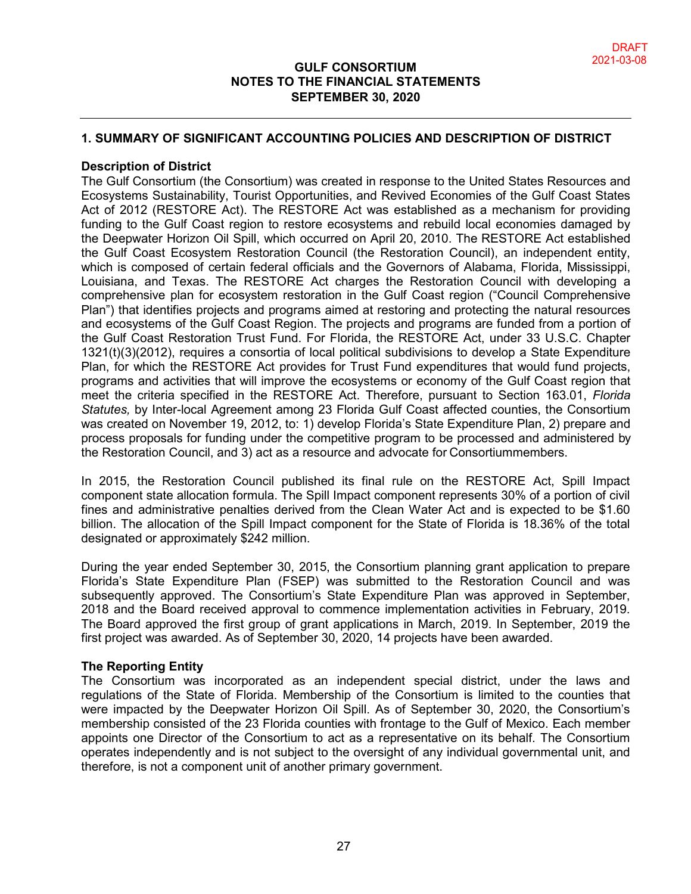DRAFT
2021-03-08

# GULF CONSORTIUM
# NOTES TO THE FINANCIAL STATEMENTS
# SEPTEMBER 30, 2020

## 1. SUMMARY OF SIGNIFICANT ACCOUNTING POLICIES AND DESCRIPTION OF DISTRICT

### Description of District

The Gulf Consortium (the Consortium) was created in response to the United States Resources and Ecosystems Sustainability, Tourist Opportunities, and Revived Economies of the Gulf Coast States Act of 2012 (RESTORE Act). The RESTORE Act was established as a mechanism for providing funding to the Gulf Coast region to restore ecosystems and rebuild local economies damaged by the Deepwater Horizon Oil Spill, which occurred on April 20, 2010. The RESTORE Act established the Gulf Coast Ecosystem Restoration Council (the Restoration Council), an independent entity, which is composed of certain federal officials and the Governors of Alabama, Florida, Mississippi, Louisiana, and Texas. The RESTORE Act charges the Restoration Council with developing a comprehensive plan for ecosystem restoration in the Gulf Coast region ("Council Comprehensive Plan") that identifies projects and programs aimed at restoring and protecting the natural resources and ecosystems of the Gulf Coast Region. The projects and programs are funded from a portion of the Gulf Coast Restoration Trust Fund. For Florida, the RESTORE Act, under 33 U.S.C. Chapter 1321(t)(3)(2012), requires a consortia of local political subdivisions to develop a State Expenditure Plan, for which the RESTORE Act provides for Trust Fund expenditures that would fund projects, programs and activities that will improve the ecosystems or economy of the Gulf Coast region that meet the criteria specified in the RESTORE Act. Therefore, pursuant to Section 163.01, *Florida Statutes,* by Inter-local Agreement among 23 Florida Gulf Coast affected counties, the Consortium was created on November 19, 2012, to: 1) develop Florida's State Expenditure Plan, 2) prepare and process proposals for funding under the competitive program to be processed and administered by the Restoration Council, and 3) act as a resource and advocate for Consortiummembers.

In 2015, the Restoration Council published its final rule on the RESTORE Act, Spill Impact component state allocation formula. The Spill Impact component represents 30% of a portion of civil fines and administrative penalties derived from the Clean Water Act and is expected to be $1.60 billion. The allocation of the Spill Impact component for the State of Florida is 18.36% of the total designated or approximately $242 million.

During the year ended September 30, 2015, the Consortium planning grant application to prepare Florida's State Expenditure Plan (FSEP) was submitted to the Restoration Council and was subsequently approved. The Consortium's State Expenditure Plan was approved in September, 2018 and the Board received approval to commence implementation activities in February, 2019. The Board approved the first group of grant applications in March, 2019. In September, 2019 the first project was awarded. As of September 30, 2020, 14 projects have been awarded.

### The Reporting Entity

The Consortium was incorporated as an independent special district, under the laws and regulations of the State of Florida. Membership of the Consortium is limited to the counties that were impacted by the Deepwater Horizon Oil Spill. As of September 30, 2020, the Consortium's membership consisted of the 23 Florida counties with frontage to the Gulf of Mexico. Each member appoints one Director of the Consortium to act as a representative on its behalf. The Consortium operates independently and is not subject to the oversight of any individual governmental unit, and therefore, is not a component unit of another primary government.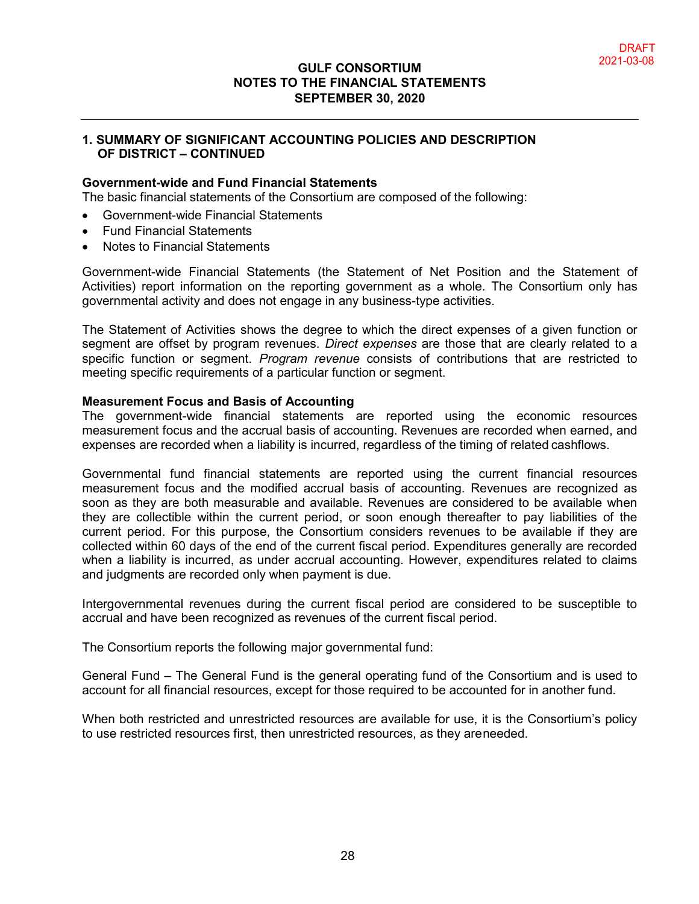## 1. SUMMARY OF SIGNIFICANT ACCOUNTING POLICIES AND DESCRIPTION OF DISTRICT – CONTINUED

**Government-wide and Fund Financial Statements**
The basic financial statements of the Consortium are composed of the following:

- Government-wide Financial Statements
- Fund Financial Statements
- Notes to Financial Statements

Government-wide Financial Statements (the Statement of Net Position and the Statement of Activities) report information on the reporting government as a whole. The Consortium only has governmental activity and does not engage in any business-type activities.

The Statement of Activities shows the degree to which the direct expenses of a given function or segment are offset by program revenues. *Direct expenses* are those that are clearly related to a specific function or segment. *Program revenue* consists of contributions that are restricted to meeting specific requirements of a particular function or segment.

**Measurement Focus and Basis of Accounting**
The government-wide financial statements are reported using the economic resources measurement focus and the accrual basis of accounting. Revenues are recorded when earned, and expenses are recorded when a liability is incurred, regardless of the timing of related cashflows.

Governmental fund financial statements are reported using the current financial resources measurement focus and the modified accrual basis of accounting. Revenues are recognized as soon as they are both measurable and available. Revenues are considered to be available when they are collectible within the current period, or soon enough thereafter to pay liabilities of the current period. For this purpose, the Consortium considers revenues to be available if they are collected within 60 days of the end of the current fiscal period. Expenditures generally are recorded when a liability is incurred, as under accrual accounting. However, expenditures related to claims and judgments are recorded only when payment is due.

Intergovernmental revenues during the current fiscal period are considered to be susceptible to accrual and have been recognized as revenues of the current fiscal period.

The Consortium reports the following major governmental fund:

General Fund – The General Fund is the general operating fund of the Consortium and is used to account for all financial resources, except for those required to be accounted for in another fund.

When both restricted and unrestricted resources are available for use, it is the Consortium's policy to use restricted resources first, then unrestricted resources, as they areneeded.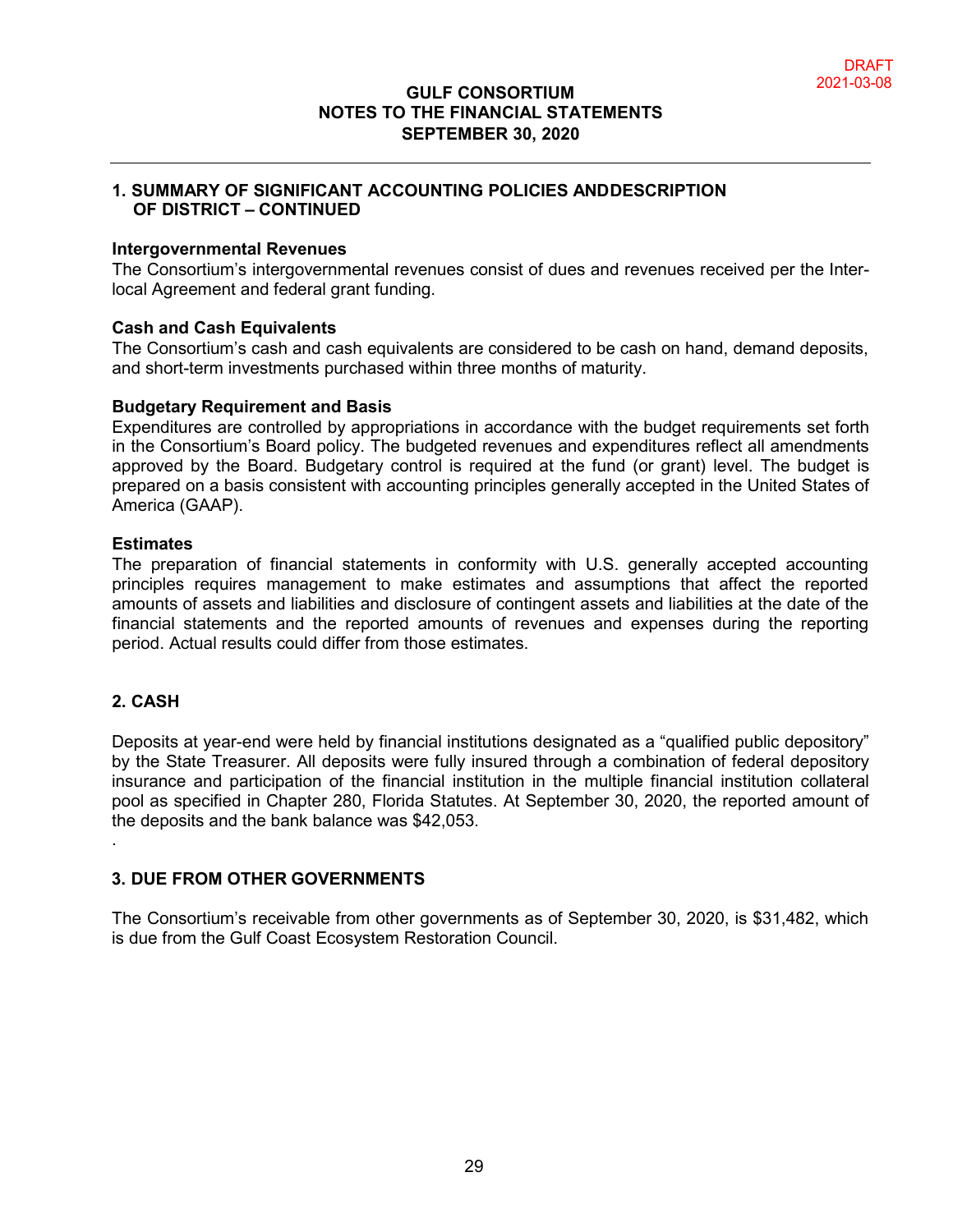DRAFT
2021-03-08

## 1. SUMMARY OF SIGNIFICANT ACCOUNTING POLICIES ANDDESCRIPTION OF DISTRICT – CONTINUED

**Intergovernmental Revenues**
The Consortium's intergovernmental revenues consist of dues and revenues received per the Inter-local Agreement and federal grant funding.

**Cash and Cash Equivalents**
The Consortium's cash and cash equivalents are considered to be cash on hand, demand deposits, and short-term investments purchased within three months of maturity.

**Budgetary Requirement and Basis**
Expenditures are controlled by appropriations in accordance with the budget requirements set forth in the Consortium's Board policy. The budgeted revenues and expenditures reflect all amendments approved by the Board. Budgetary control is required at the fund (or grant) level. The budget is prepared on a basis consistent with accounting principles generally accepted in the United States of America (GAAP).

**Estimates**
The preparation of financial statements in conformity with U.S. generally accepted accounting principles requires management to make estimates and assumptions that affect the reported amounts of assets and liabilities and disclosure of contingent assets and liabilities at the date of the financial statements and the reported amounts of revenues and expenses during the reporting period. Actual results could differ from those estimates.

## 2. CASH

Deposits at year-end were held by financial institutions designated as a "qualified public depository" by the State Treasurer. All deposits were fully insured through a combination of federal depository insurance and participation of the financial institution in the multiple financial institution collateral pool as specified in Chapter 280, Florida Statutes. At September 30, 2020, the reported amount of the deposits and the bank balance was $42,053.

.

## 3. DUE FROM OTHER GOVERNMENTS

The Consortium's receivable from other governments as of September 30, 2020, is $31,482, which is due from the Gulf Coast Ecosystem Restoration Council.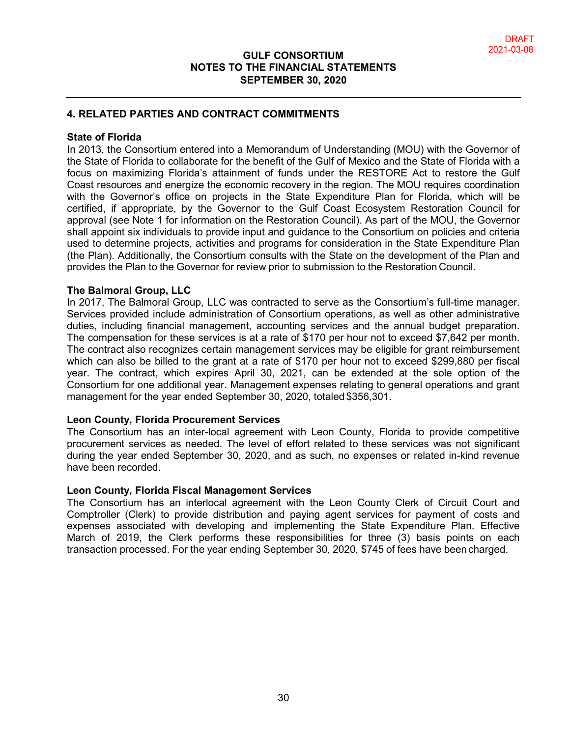## 4. RELATED PARTIES AND CONTRACT COMMITMENTS

**State of Florida**

In 2013, the Consortium entered into a Memorandum of Understanding (MOU) with the Governor of the State of Florida to collaborate for the benefit of the Gulf of Mexico and the State of Florida with a focus on maximizing Florida's attainment of funds under the RESTORE Act to restore the Gulf Coast resources and energize the economic recovery in the region. The MOU requires coordination with the Governor's office on projects in the State Expenditure Plan for Florida, which will be certified, if appropriate, by the Governor to the Gulf Coast Ecosystem Restoration Council for approval (see Note 1 for information on the Restoration Council). As part of the MOU, the Governor shall appoint six individuals to provide input and guidance to the Consortium on policies and criteria used to determine projects, activities and programs for consideration in the State Expenditure Plan (the Plan). Additionally, the Consortium consults with the State on the development of the Plan and provides the Plan to the Governor for review prior to submission to the Restoration Council.

**The Balmoral Group, LLC**

In 2017, The Balmoral Group, LLC was contracted to serve as the Consortium's full-time manager. Services provided include administration of Consortium operations, as well as other administrative duties, including financial management, accounting services and the annual budget preparation. The compensation for these services is at a rate of $170 per hour not to exceed $7,642 per month. The contract also recognizes certain management services may be eligible for grant reimbursement which can also be billed to the grant at a rate of $170 per hour not to exceed $299,880 per fiscal year. The contract, which expires April 30, 2021, can be extended at the sole option of the Consortium for one additional year. Management expenses relating to general operations and grant management for the year ended September 30, 2020, totaled $356,301.

**Leon County, Florida Procurement Services**

The Consortium has an inter-local agreement with Leon County, Florida to provide competitive procurement services as needed. The level of effort related to these services was not significant during the year ended September 30, 2020, and as such, no expenses or related in-kind revenue have been recorded.

**Leon County, Florida Fiscal Management Services**

The Consortium has an interlocal agreement with the Leon County Clerk of Circuit Court and Comptroller (Clerk) to provide distribution and paying agent services for payment of costs and expenses associated with developing and implementing the State Expenditure Plan. Effective March of 2019, the Clerk performs these responsibilities for three (3) basis points on each transaction processed. For the year ending September 30, 2020, $745 of fees have been charged.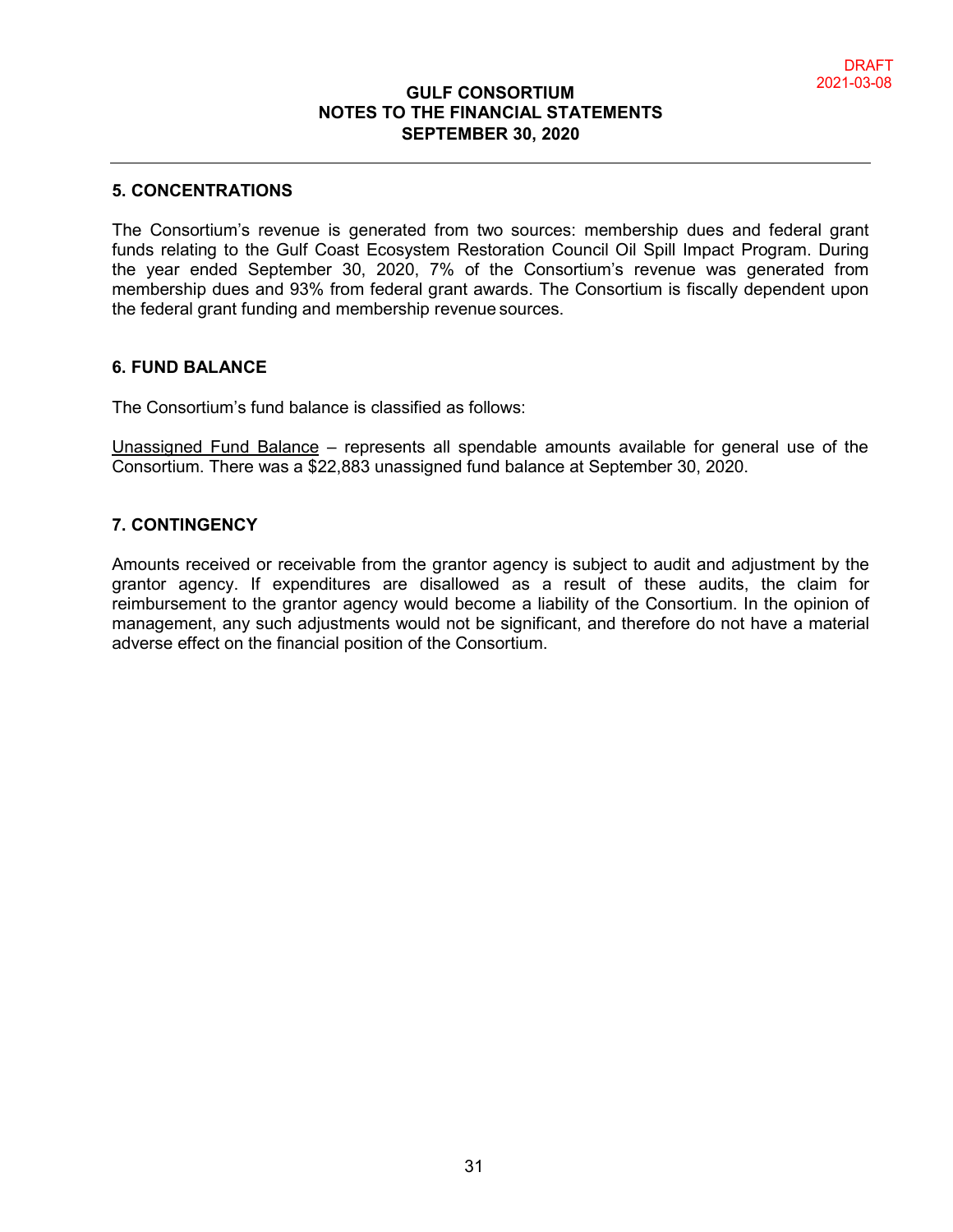# GULF CONSORTIUM
## NOTES TO THE FINANCIAL STATEMENTS
## SEPTEMBER 30, 2020

DRAFT
2021-03-08

### 5. CONCENTRATIONS

The Consortium's revenue is generated from two sources: membership dues and federal grant funds relating to the Gulf Coast Ecosystem Restoration Council Oil Spill Impact Program. During the year ended September 30, 2020, 7% of the Consortium's revenue was generated from membership dues and 93% from federal grant awards. The Consortium is fiscally dependent upon the federal grant funding and membership revenue sources.

### 6. FUND BALANCE

The Consortium's fund balance is classified as follows:

Unassigned Fund Balance – represents all spendable amounts available for general use of the Consortium. There was a $22,883 unassigned fund balance at September 30, 2020.

### 7. CONTINGENCY

Amounts received or receivable from the grantor agency is subject to audit and adjustment by the grantor agency. If expenditures are disallowed as a result of these audits, the claim for reimbursement to the grantor agency would become a liability of the Consortium. In the opinion of management, any such adjustments would not be significant, and therefore do not have a material adverse effect on the financial position of the Consortium.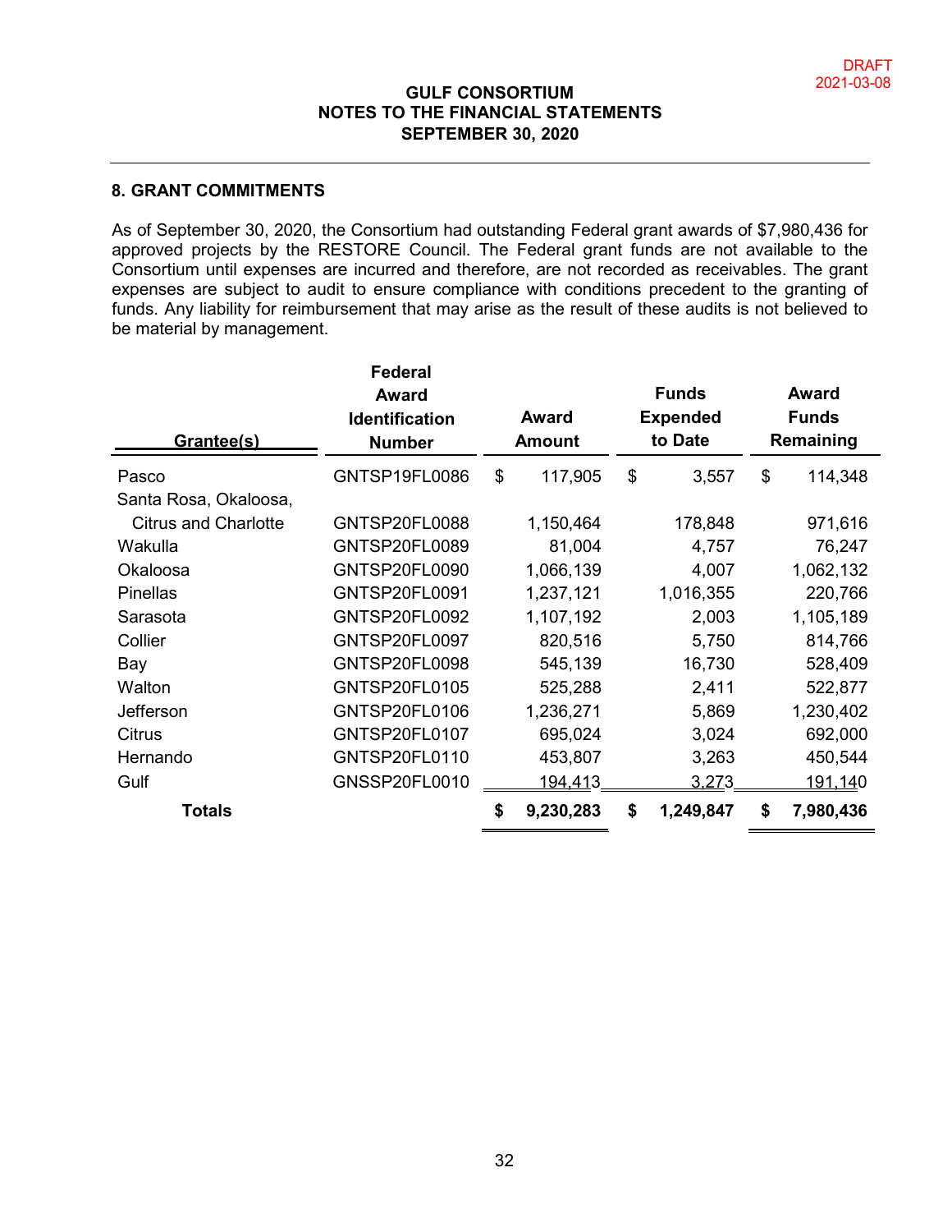DRAFT
2021-03-08

# GULF CONSORTIUM
## NOTES TO THE FINANCIAL STATEMENTS
## SEPTEMBER 30, 2020

### 8. GRANT COMMITMENTS

As of September 30, 2020, the Consortium had outstanding Federal grant awards of $7,980,436 for approved projects by the RESTORE Council. The Federal grant funds are not available to the Consortium until expenses are incurred and therefore, are not recorded as receivables. The grant expenses are subject to audit to ensure compliance with conditions precedent to the granting of funds. Any liability for reimbursement that may arise as the result of these audits is not believed to be material by management.

| Grantee(s) | Federal Award Identification Number | Award Amount | Funds Expended to Date | Award Funds Remaining |
|---|---|---|---|---|
| Pasco | GNTSP19FL0086 | $ 117,905 | $ 3,557 | $ 114,348 |
| Santa Rosa, Okaloosa, Citrus and Charlotte | GNTSP20FL0088 | 1,150,464 | 178,848 | 971,616 |
| Wakulla | GNTSP20FL0089 | 81,004 | 4,757 | 76,247 |
| Okaloosa | GNTSP20FL0090 | 1,066,139 | 4,007 | 1,062,132 |
| Pinellas | GNTSP20FL0091 | 1,237,121 | 1,016,355 | 220,766 |
| Sarasota | GNTSP20FL0092 | 1,107,192 | 2,003 | 1,105,189 |
| Collier | GNTSP20FL0097 | 820,516 | 5,750 | 814,766 |
| Bay | GNTSP20FL0098 | 545,139 | 16,730 | 528,409 |
| Walton | GNTSP20FL0105 | 525,288 | 2,411 | 522,877 |
| Jefferson | GNTSP20FL0106 | 1,236,271 | 5,869 | 1,230,402 |
| Citrus | GNTSP20FL0107 | 695,024 | 3,024 | 692,000 |
| Hernando | GNTSP20FL0110 | 453,807 | 3,263 | 450,544 |
| Gulf | GNSSP20FL0010 | 194,413 | 3,273 | 191,140 |
| **Totals** | | **$ 9,230,283** | **$ 1,249,847** | **$ 7,980,436** |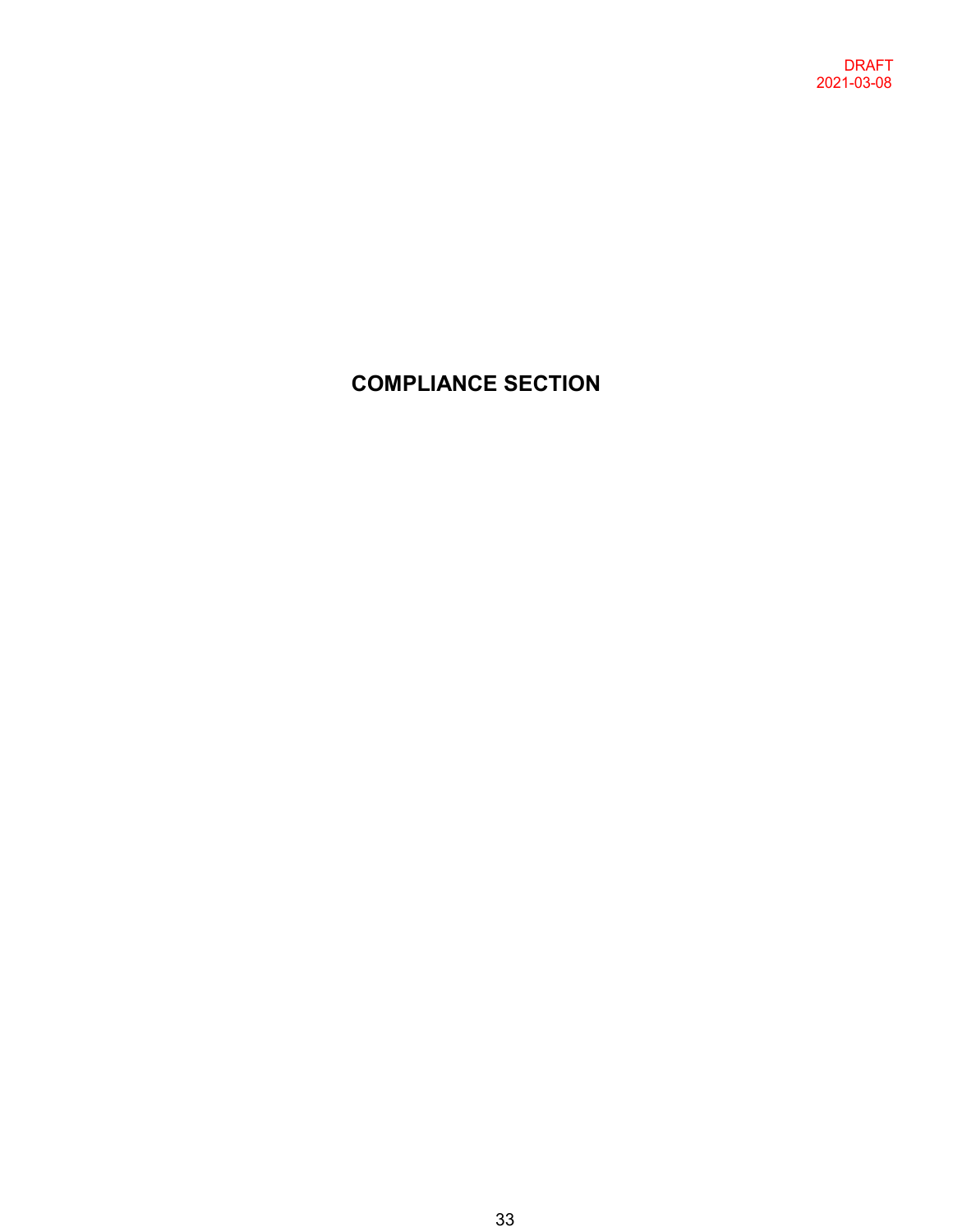DRAFT
2021-03-08

# COMPLIANCE SECTION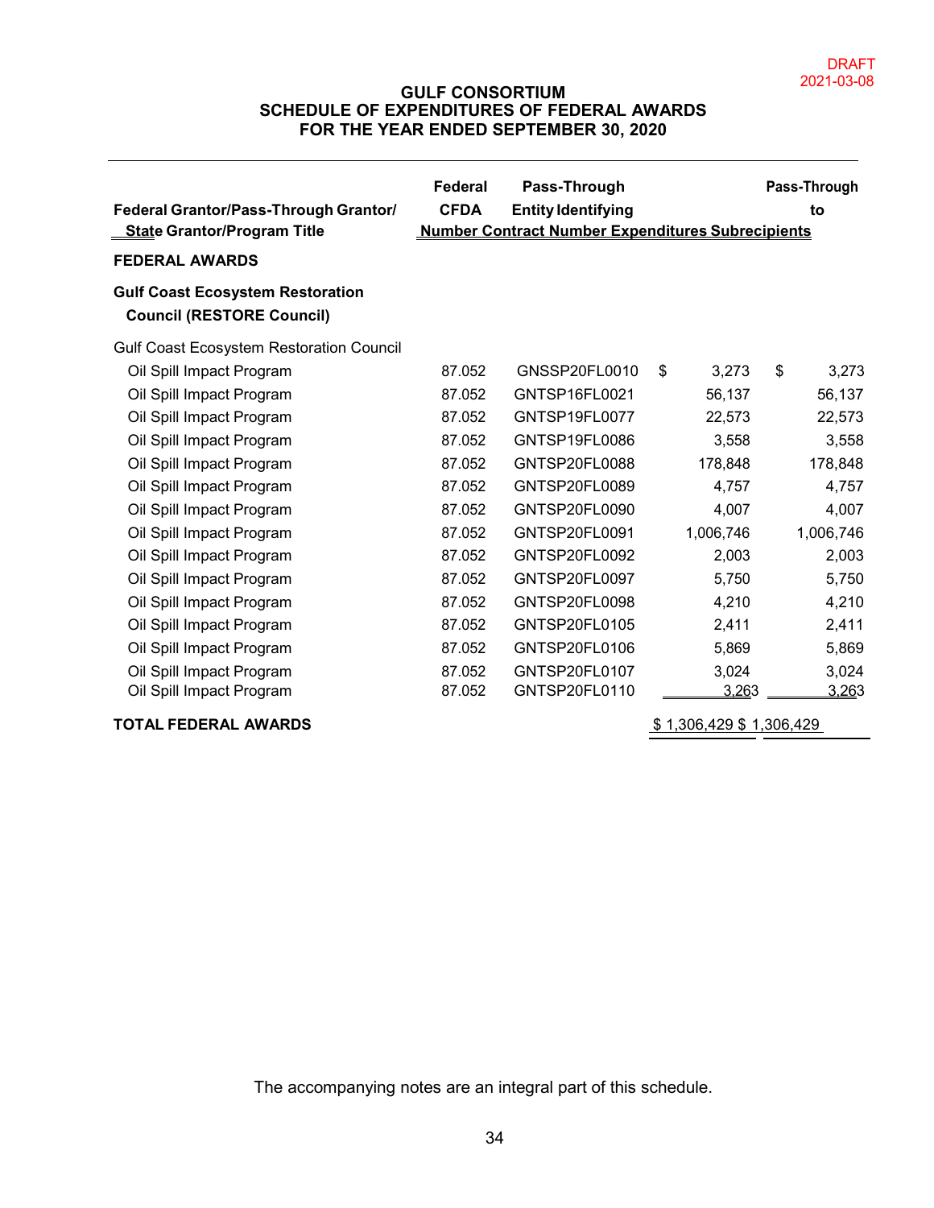DRAFT
2021-03-08

# GULF CONSORTIUM
## SCHEDULE OF EXPENDITURES OF FEDERAL AWARDS
## FOR THE YEAR ENDED SEPTEMBER 30, 2020

| Federal Grantor/Pass-Through Grantor/ State Grantor/Program Title | Federal CFDA Number | Pass-Through Entity Identifying Contract Number | Expenditures | Pass-Through to Subrecipients |
|---|---|---|---|---|
| **FEDERAL AWARDS** | | | | |
| **Gulf Coast Ecosystem Restoration Council (RESTORE Council)** | | | | |
| Gulf Coast Ecosystem Restoration Council | | | | |
| Oil Spill Impact Program | 87.052 | GNSSP20FL0010 | $ 3,273 | $ 3,273 |
| Oil Spill Impact Program | 87.052 | GNTSP16FL0021 | 56,137 | 56,137 |
| Oil Spill Impact Program | 87.052 | GNTSP19FL0077 | 22,573 | 22,573 |
| Oil Spill Impact Program | 87.052 | GNTSP19FL0086 | 3,558 | 3,558 |
| Oil Spill Impact Program | 87.052 | GNTSP20FL0088 | 178,848 | 178,848 |
| Oil Spill Impact Program | 87.052 | GNTSP20FL0089 | 4,757 | 4,757 |
| Oil Spill Impact Program | 87.052 | GNTSP20FL0090 | 4,007 | 4,007 |
| Oil Spill Impact Program | 87.052 | GNTSP20FL0091 | 1,006,746 | 1,006,746 |
| Oil Spill Impact Program | 87.052 | GNTSP20FL0092 | 2,003 | 2,003 |
| Oil Spill Impact Program | 87.052 | GNTSP20FL0097 | 5,750 | 5,750 |
| Oil Spill Impact Program | 87.052 | GNTSP20FL0098 | 4,210 | 4,210 |
| Oil Spill Impact Program | 87.052 | GNTSP20FL0105 | 2,411 | 2,411 |
| Oil Spill Impact Program | 87.052 | GNTSP20FL0106 | 5,869 | 5,869 |
| Oil Spill Impact Program | 87.052 | GNTSP20FL0107 | 3,024 | 3,024 |
| Oil Spill Impact Program | 87.052 | GNTSP20FL0110 | 3,263 | 3,263 |
| **TOTAL FEDERAL AWARDS** | | | $ 1,306,429 | $ 1,306,429 |

The accompanying notes are an integral part of this schedule.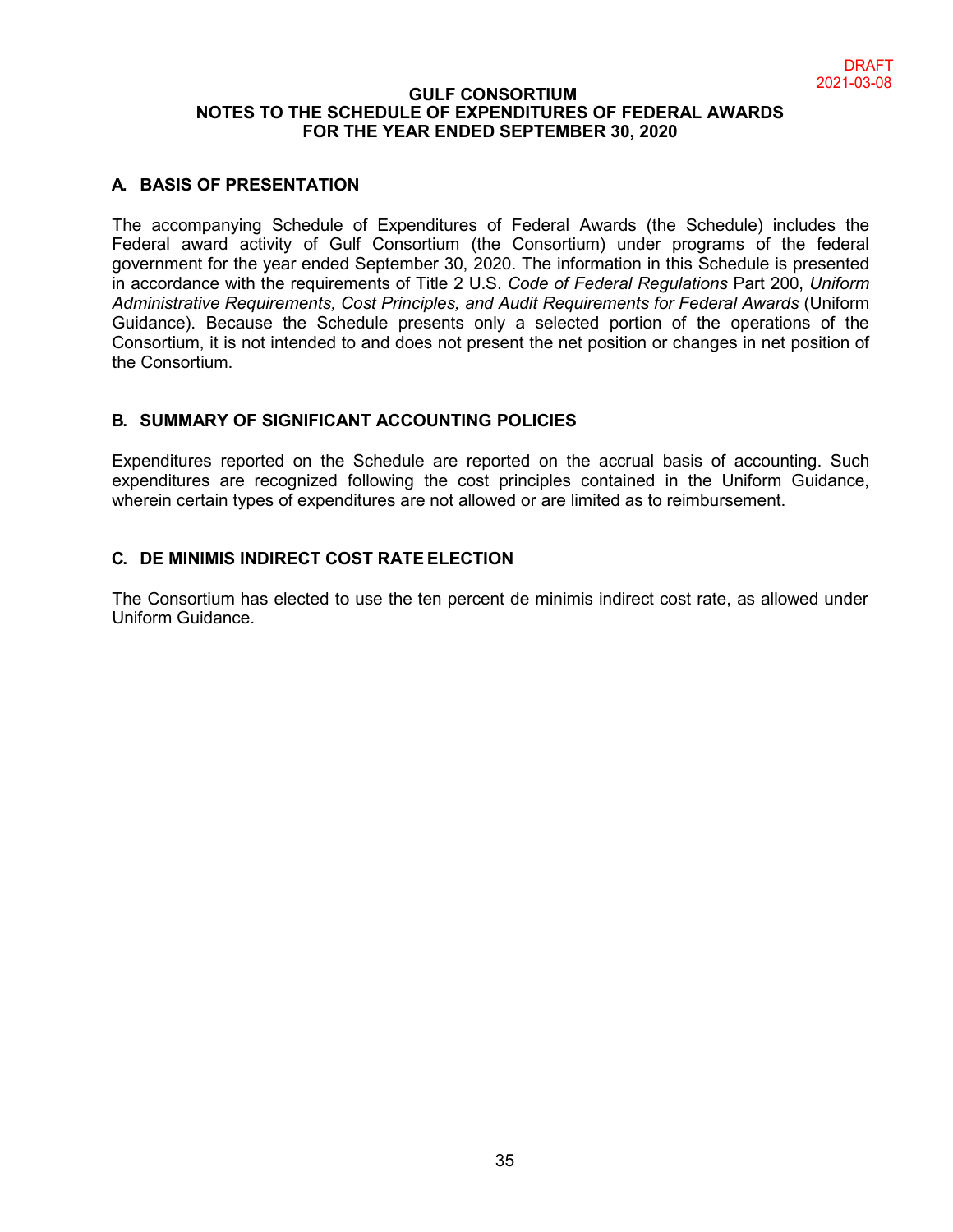DRAFT
2021-03-08

# GULF CONSORTIUM
## NOTES TO THE SCHEDULE OF EXPENDITURES OF FEDERAL AWARDS
## FOR THE YEAR ENDED SEPTEMBER 30, 2020

---

### A. BASIS OF PRESENTATION

The accompanying Schedule of Expenditures of Federal Awards (the Schedule) includes the Federal award activity of Gulf Consortium (the Consortium) under programs of the federal government for the year ended September 30, 2020. The information in this Schedule is presented in accordance with the requirements of Title 2 U.S. *Code of Federal Regulations* Part 200, *Uniform Administrative Requirements, Cost Principles, and Audit Requirements for Federal Awards* (Uniform Guidance). Because the Schedule presents only a selected portion of the operations of the Consortium, it is not intended to and does not present the net position or changes in net position of the Consortium.

### B. SUMMARY OF SIGNIFICANT ACCOUNTING POLICIES

Expenditures reported on the Schedule are reported on the accrual basis of accounting. Such expenditures are recognized following the cost principles contained in the Uniform Guidance, wherein certain types of expenditures are not allowed or are limited as to reimbursement.

### C. DE MINIMIS INDIRECT COST RATE ELECTION

The Consortium has elected to use the ten percent de minimis indirect cost rate, as allowed under Uniform Guidance.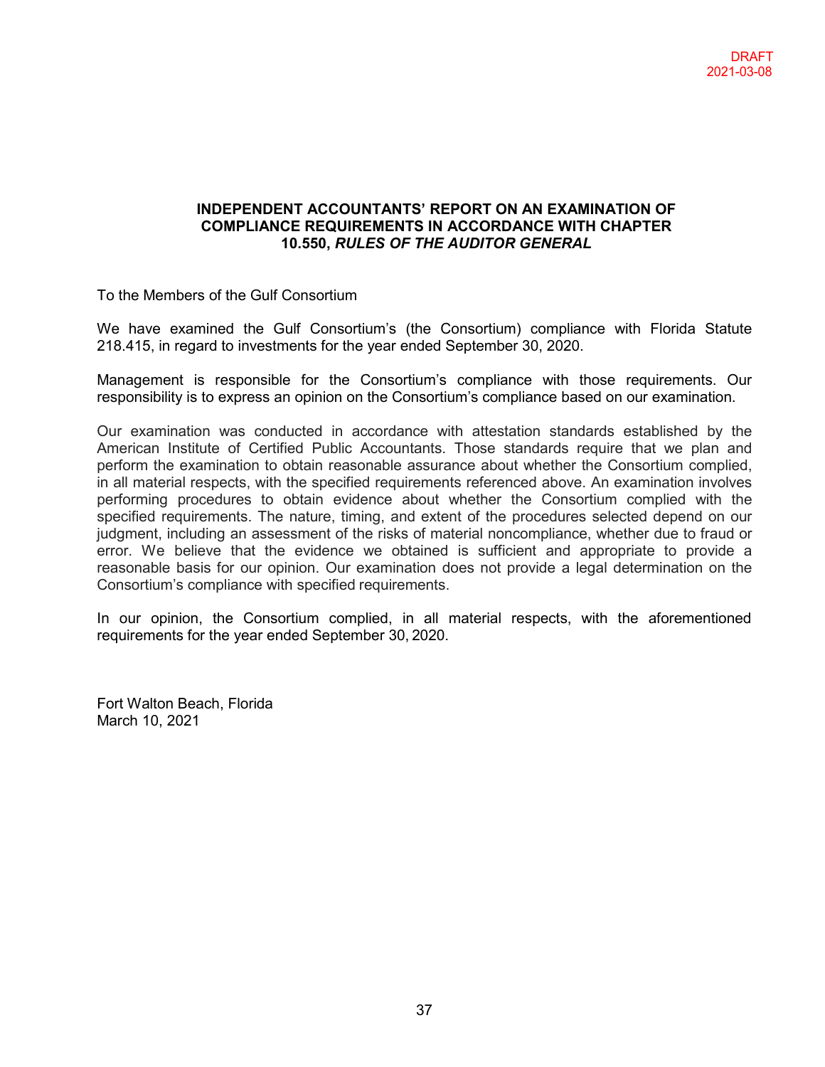DRAFT
2021-03-08

## INDEPENDENT ACCOUNTANTS' REPORT ON AN EXAMINATION OF COMPLIANCE REQUIREMENTS IN ACCORDANCE WITH CHAPTER 10.550, *RULES OF THE AUDITOR GENERAL*

To the Members of the Gulf Consortium

We have examined the Gulf Consortium's (the Consortium) compliance with Florida Statute 218.415, in regard to investments for the year ended September 30, 2020.

Management is responsible for the Consortium's compliance with those requirements. Our responsibility is to express an opinion on the Consortium's compliance based on our examination.

Our examination was conducted in accordance with attestation standards established by the American Institute of Certified Public Accountants. Those standards require that we plan and perform the examination to obtain reasonable assurance about whether the Consortium complied, in all material respects, with the specified requirements referenced above. An examination involves performing procedures to obtain evidence about whether the Consortium complied with the specified requirements. The nature, timing, and extent of the procedures selected depend on our judgment, including an assessment of the risks of material noncompliance, whether due to fraud or error. We believe that the evidence we obtained is sufficient and appropriate to provide a reasonable basis for our opinion. Our examination does not provide a legal determination on the Consortium's compliance with specified requirements.

In our opinion, the Consortium complied, in all material respects, with the aforementioned requirements for the year ended September 30, 2020.

Fort Walton Beach, Florida
March 10, 2021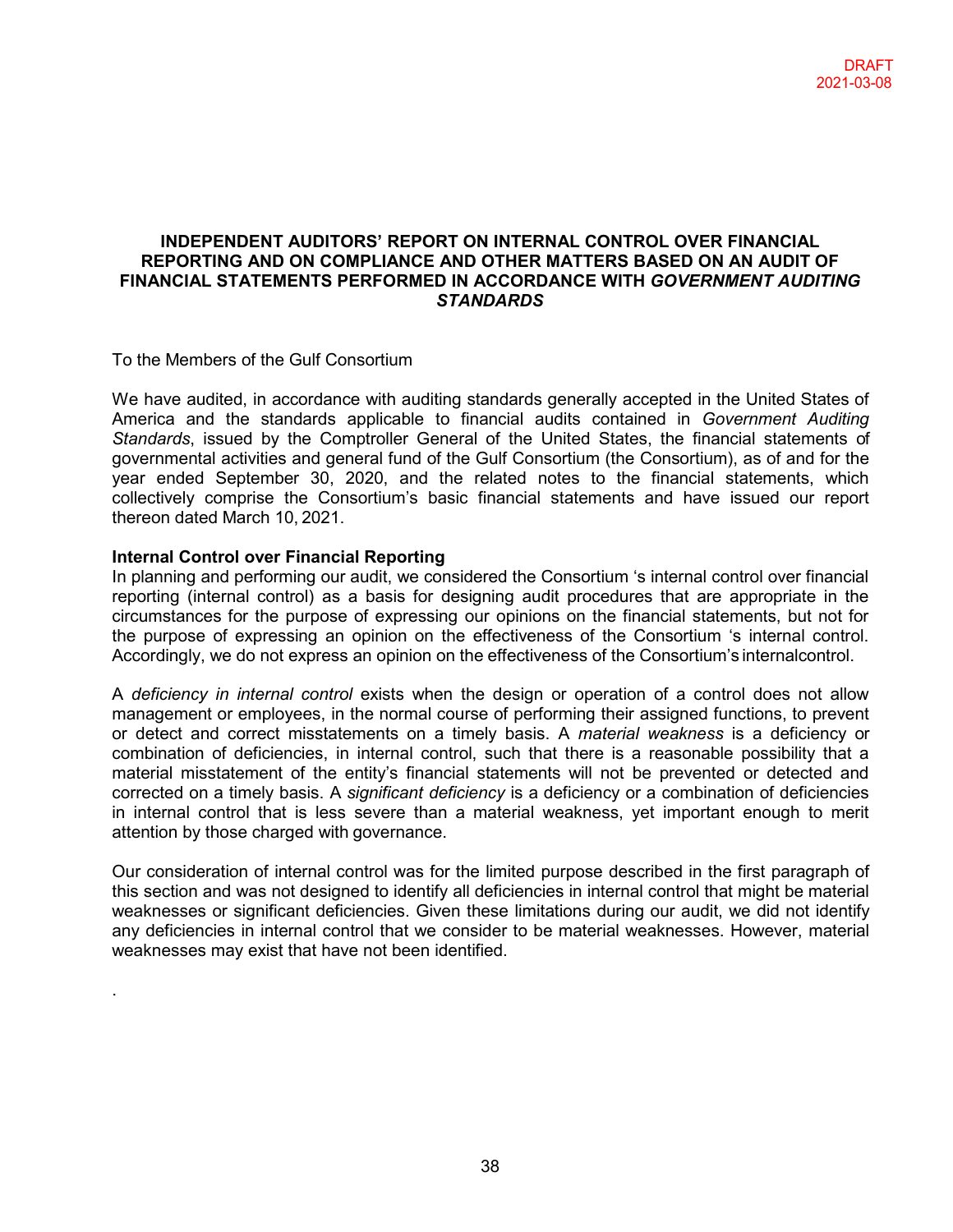DRAFT
2021-03-08

# INDEPENDENT AUDITORS' REPORT ON INTERNAL CONTROL OVER FINANCIAL REPORTING AND ON COMPLIANCE AND OTHER MATTERS BASED ON AN AUDIT OF FINANCIAL STATEMENTS PERFORMED IN ACCORDANCE WITH *GOVERNMENT AUDITING STANDARDS*

To the Members of the Gulf Consortium

We have audited, in accordance with auditing standards generally accepted in the United States of America and the standards applicable to financial audits contained in *Government Auditing Standards*, issued by the Comptroller General of the United States, the financial statements of governmental activities and general fund of the Gulf Consortium (the Consortium), as of and for the year ended September 30, 2020, and the related notes to the financial statements, which collectively comprise the Consortium's basic financial statements and have issued our report thereon dated March 10, 2021.

**Internal Control over Financial Reporting**

In planning and performing our audit, we considered the Consortium 's internal control over financial reporting (internal control) as a basis for designing audit procedures that are appropriate in the circumstances for the purpose of expressing our opinions on the financial statements, but not for the purpose of expressing an opinion on the effectiveness of the Consortium 's internal control. Accordingly, we do not express an opinion on the effectiveness of the Consortium's internalcontrol.

A *deficiency in internal control* exists when the design or operation of a control does not allow management or employees, in the normal course of performing their assigned functions, to prevent or detect and correct misstatements on a timely basis. A *material weakness* is a deficiency or combination of deficiencies, in internal control, such that there is a reasonable possibility that a material misstatement of the entity's financial statements will not be prevented or detected and corrected on a timely basis. A *significant deficiency* is a deficiency or a combination of deficiencies in internal control that is less severe than a material weakness, yet important enough to merit attention by those charged with governance.

Our consideration of internal control was for the limited purpose described in the first paragraph of this section and was not designed to identify all deficiencies in internal control that might be material weaknesses or significant deficiencies. Given these limitations during our audit, we did not identify any deficiencies in internal control that we consider to be material weaknesses. However, material weaknesses may exist that have not been identified.

.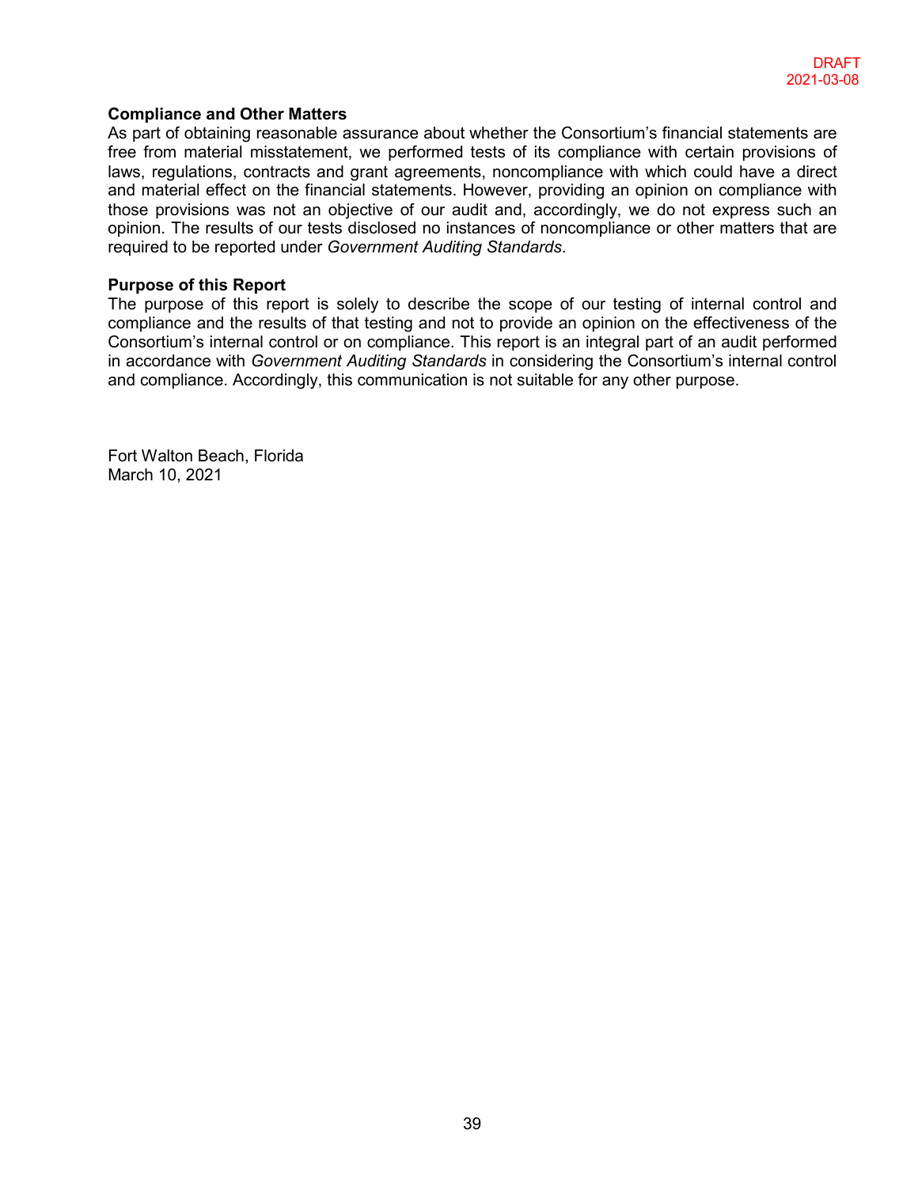DRAFT
2021-03-08

**Compliance and Other Matters**
As part of obtaining reasonable assurance about whether the Consortium's financial statements are free from material misstatement, we performed tests of its compliance with certain provisions of laws, regulations, contracts and grant agreements, noncompliance with which could have a direct and material effect on the financial statements. However, providing an opinion on compliance with those provisions was not an objective of our audit and, accordingly, we do not express such an opinion. The results of our tests disclosed no instances of noncompliance or other matters that are required to be reported under *Government Auditing Standards*.

**Purpose of this Report**
The purpose of this report is solely to describe the scope of our testing of internal control and compliance and the results of that testing and not to provide an opinion on the effectiveness of the Consortium's internal control or on compliance. This report is an integral part of an audit performed in accordance with *Government Auditing Standards* in considering the Consortium's internal control and compliance. Accordingly, this communication is not suitable for any other purpose.

Fort Walton Beach, Florida
March 10, 2021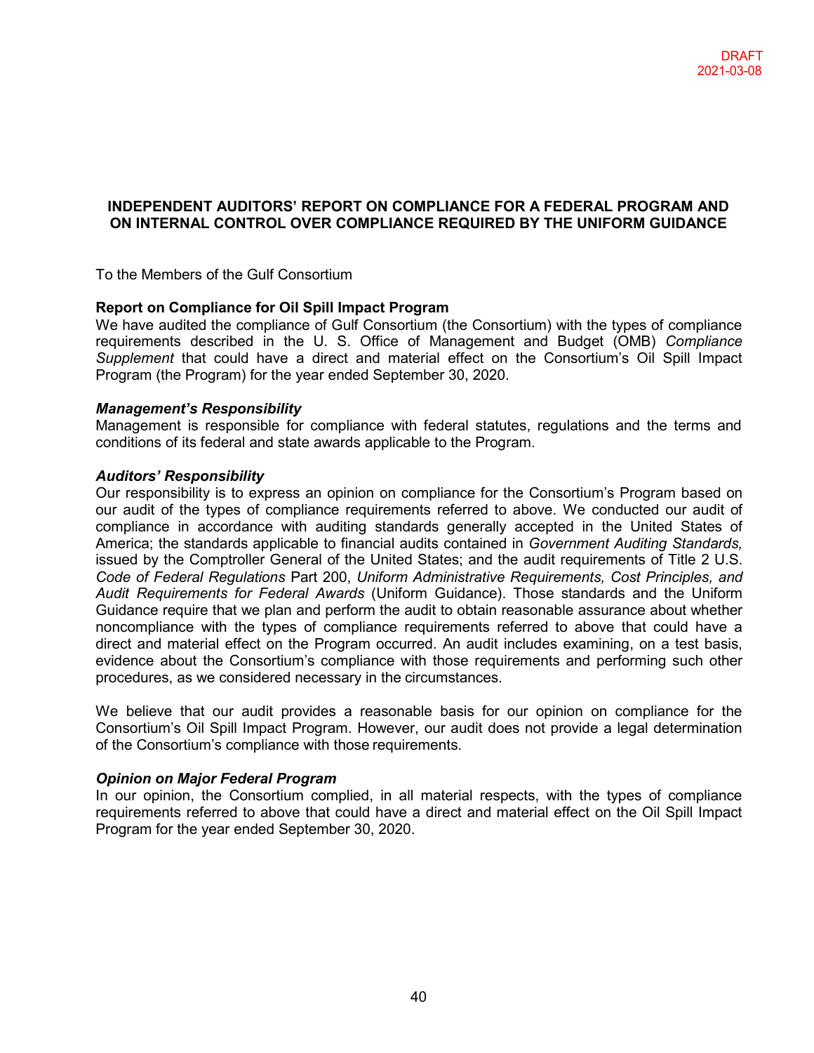DRAFT
2021-03-08

## INDEPENDENT AUDITORS' REPORT ON COMPLIANCE FOR A FEDERAL PROGRAM AND ON INTERNAL CONTROL OVER COMPLIANCE REQUIRED BY THE UNIFORM GUIDANCE

To the Members of the Gulf Consortium

**Report on Compliance for Oil Spill Impact Program**

We have audited the compliance of Gulf Consortium (the Consortium) with the types of compliance requirements described in the U. S. Office of Management and Budget (OMB) *Compliance Supplement* that could have a direct and material effect on the Consortium's Oil Spill Impact Program (the Program) for the year ended September 30, 2020.

***Management's Responsibility***

Management is responsible for compliance with federal statutes, regulations and the terms and conditions of its federal and state awards applicable to the Program.

***Auditors' Responsibility***

Our responsibility is to express an opinion on compliance for the Consortium's Program based on our audit of the types of compliance requirements referred to above. We conducted our audit of compliance in accordance with auditing standards generally accepted in the United States of America; the standards applicable to financial audits contained in *Government Auditing Standards,* issued by the Comptroller General of the United States; and the audit requirements of Title 2 U.S. *Code of Federal Regulations* Part 200, *Uniform Administrative Requirements, Cost Principles, and Audit Requirements for Federal Awards* (Uniform Guidance). Those standards and the Uniform Guidance require that we plan and perform the audit to obtain reasonable assurance about whether noncompliance with the types of compliance requirements referred to above that could have a direct and material effect on the Program occurred. An audit includes examining, on a test basis, evidence about the Consortium's compliance with those requirements and performing such other procedures, as we considered necessary in the circumstances.

We believe that our audit provides a reasonable basis for our opinion on compliance for the Consortium's Oil Spill Impact Program. However, our audit does not provide a legal determination of the Consortium's compliance with those requirements.

***Opinion on Major Federal Program***

In our opinion, the Consortium complied, in all material respects, with the types of compliance requirements referred to above that could have a direct and material effect on the Oil Spill Impact Program for the year ended September 30, 2020.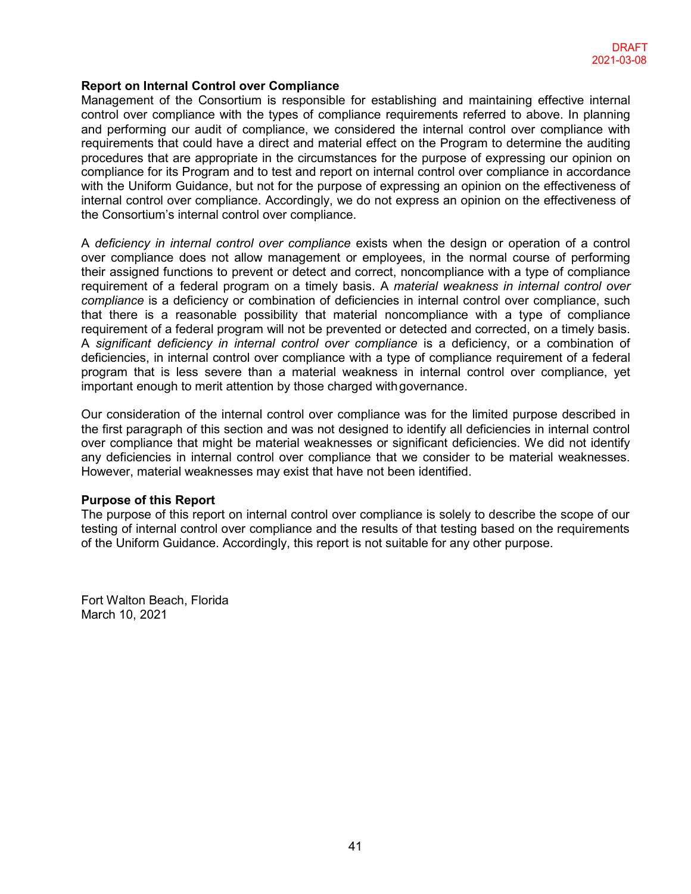DRAFT
2021-03-08

**Report on Internal Control over Compliance**

Management of the Consortium is responsible for establishing and maintaining effective internal control over compliance with the types of compliance requirements referred to above. In planning and performing our audit of compliance, we considered the internal control over compliance with requirements that could have a direct and material effect on the Program to determine the auditing procedures that are appropriate in the circumstances for the purpose of expressing our opinion on compliance for its Program and to test and report on internal control over compliance in accordance with the Uniform Guidance, but not for the purpose of expressing an opinion on the effectiveness of internal control over compliance. Accordingly, we do not express an opinion on the effectiveness of the Consortium's internal control over compliance.

A *deficiency in internal control over compliance* exists when the design or operation of a control over compliance does not allow management or employees, in the normal course of performing their assigned functions to prevent or detect and correct, noncompliance with a type of compliance requirement of a federal program on a timely basis. A *material weakness in internal control over compliance* is a deficiency or combination of deficiencies in internal control over compliance, such that there is a reasonable possibility that material noncompliance with a type of compliance requirement of a federal program will not be prevented or detected and corrected, on a timely basis. A *significant deficiency in internal control over compliance* is a deficiency, or a combination of deficiencies, in internal control over compliance with a type of compliance requirement of a federal program that is less severe than a material weakness in internal control over compliance, yet important enough to merit attention by those charged with governance.

Our consideration of the internal control over compliance was for the limited purpose described in the first paragraph of this section and was not designed to identify all deficiencies in internal control over compliance that might be material weaknesses or significant deficiencies. We did not identify any deficiencies in internal control over compliance that we consider to be material weaknesses. However, material weaknesses may exist that have not been identified.

**Purpose of this Report**

The purpose of this report on internal control over compliance is solely to describe the scope of our testing of internal control over compliance and the results of that testing based on the requirements of the Uniform Guidance. Accordingly, this report is not suitable for any other purpose.

Fort Walton Beach, Florida
March 10, 2021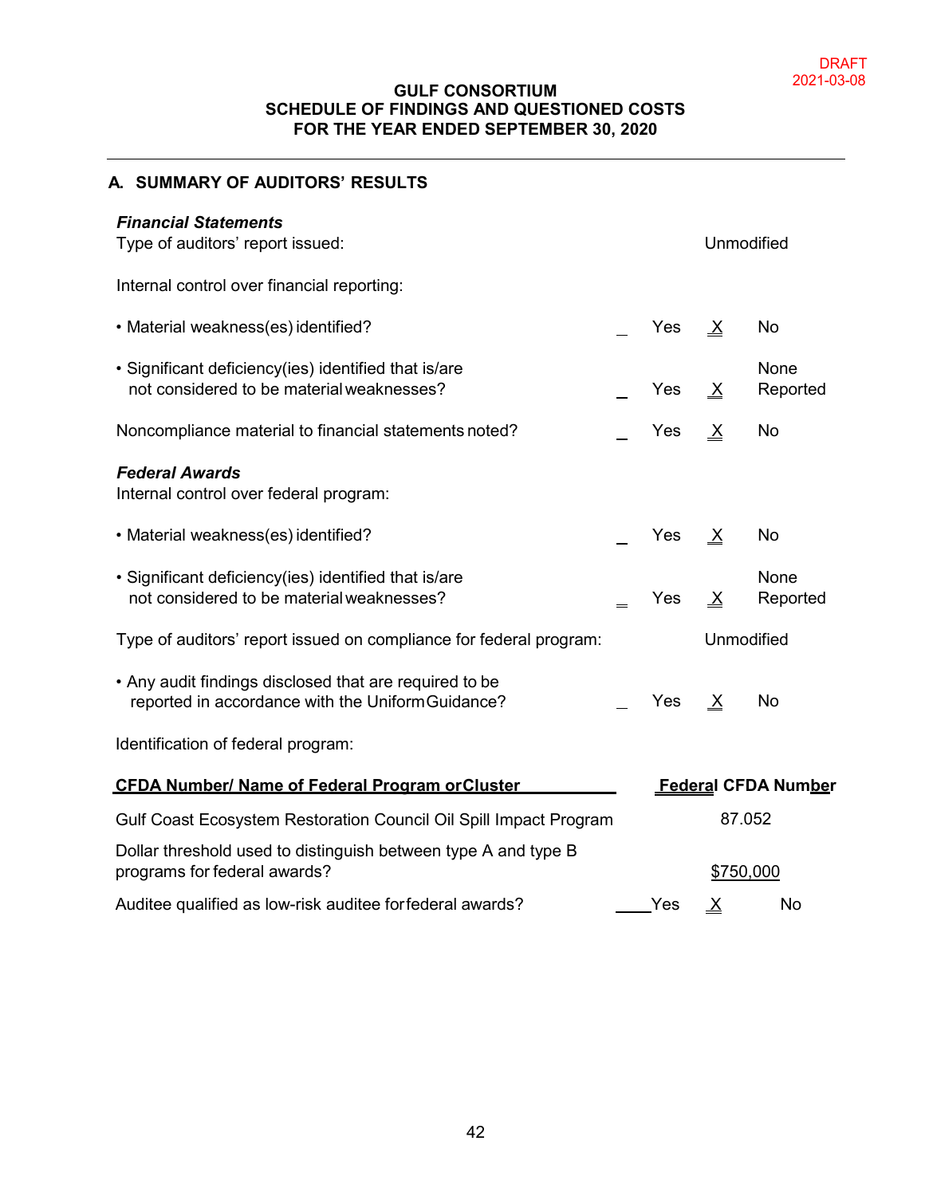DRAFT
2021-03-08

# GULF CONSORTIUM
## SCHEDULE OF FINDINGS AND QUESTIONED COSTS
## FOR THE YEAR ENDED SEPTEMBER 30, 2020

---

## A. SUMMARY OF AUDITORS' RESULTS

***Financial Statements***

Type of auditors' report issued: Unmodified

Internal control over financial reporting:

| | | | | |
|---|---|---|---|---|
| • Material weakness(es) identified? | _ | Yes | X | No |
| • Significant deficiency(ies) identified that is/are not considered to be material weaknesses? | _ | Yes | X | None Reported |
| Noncompliance material to financial statements noted? | _ | Yes | X | No |

***Federal Awards***

Internal control over federal program:

| | | | | |
|---|---|---|---|---|
| • Material weakness(es) identified? | _ | Yes | X | No |
| • Significant deficiency(ies) identified that is/are not considered to be material weaknesses? | _ | Yes | X | None Reported |

Type of auditors' report issued on compliance for federal program: Unmodified

| | | | | |
|---|---|---|---|---|
| • Any audit findings disclosed that are required to be reported in accordance with the Uniform Guidance? | _ | Yes | X | No |

Identification of federal program:

| CFDA Number/ Name of Federal Program or Cluster | Federal CFDA Number |
|---|---|
| Gulf Coast Ecosystem Restoration Council Oil Spill Impact Program | 87.052 |

Dollar threshold used to distinguish between type A and type B programs for federal awards? $750,000

| | | | | |
|---|---|---|---|---|
| Auditee qualified as low-risk auditee for federal awards? | ____ | Yes | X | No |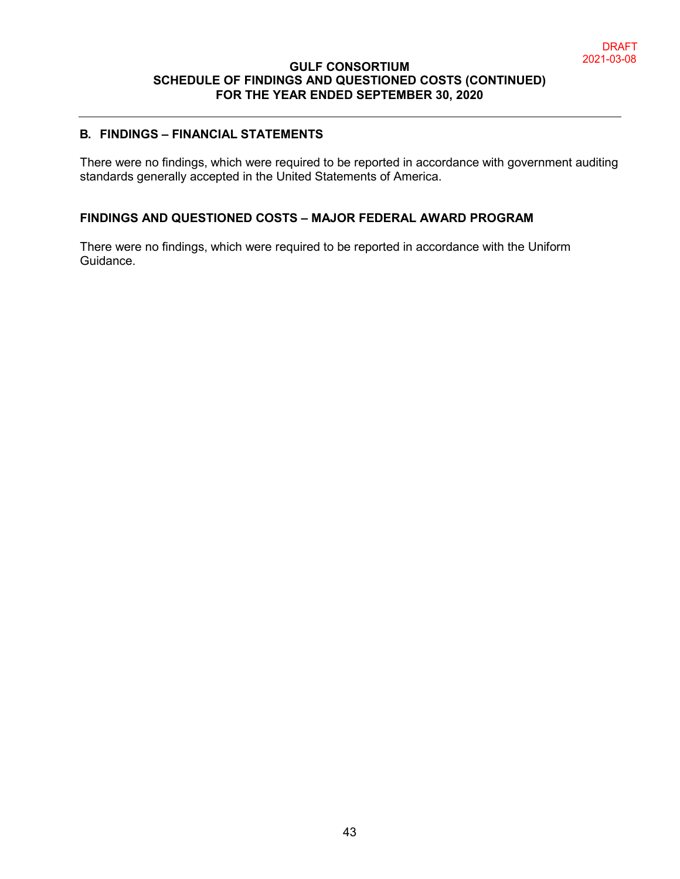DRAFT
2021-03-08

**GULF CONSORTIUM**
**SCHEDULE OF FINDINGS AND QUESTIONED COSTS (CONTINUED)**
**FOR THE YEAR ENDED SEPTEMBER 30, 2020**

## B. FINDINGS – FINANCIAL STATEMENTS

There were no findings, which were required to be reported in accordance with government auditing standards generally accepted in the United Statements of America.

## FINDINGS AND QUESTIONED COSTS – MAJOR FEDERAL AWARD PROGRAM

There were no findings, which were required to be reported in accordance with the Uniform Guidance.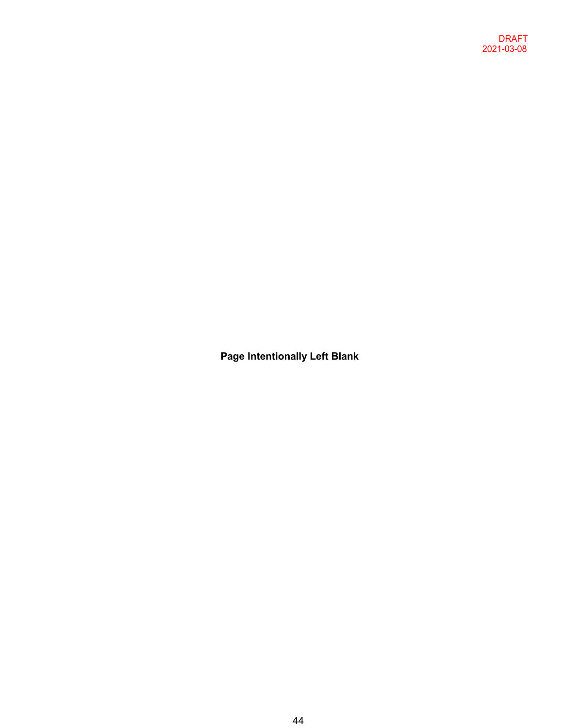DRAFT
2021-03-08

**Page Intentionally Left Blank**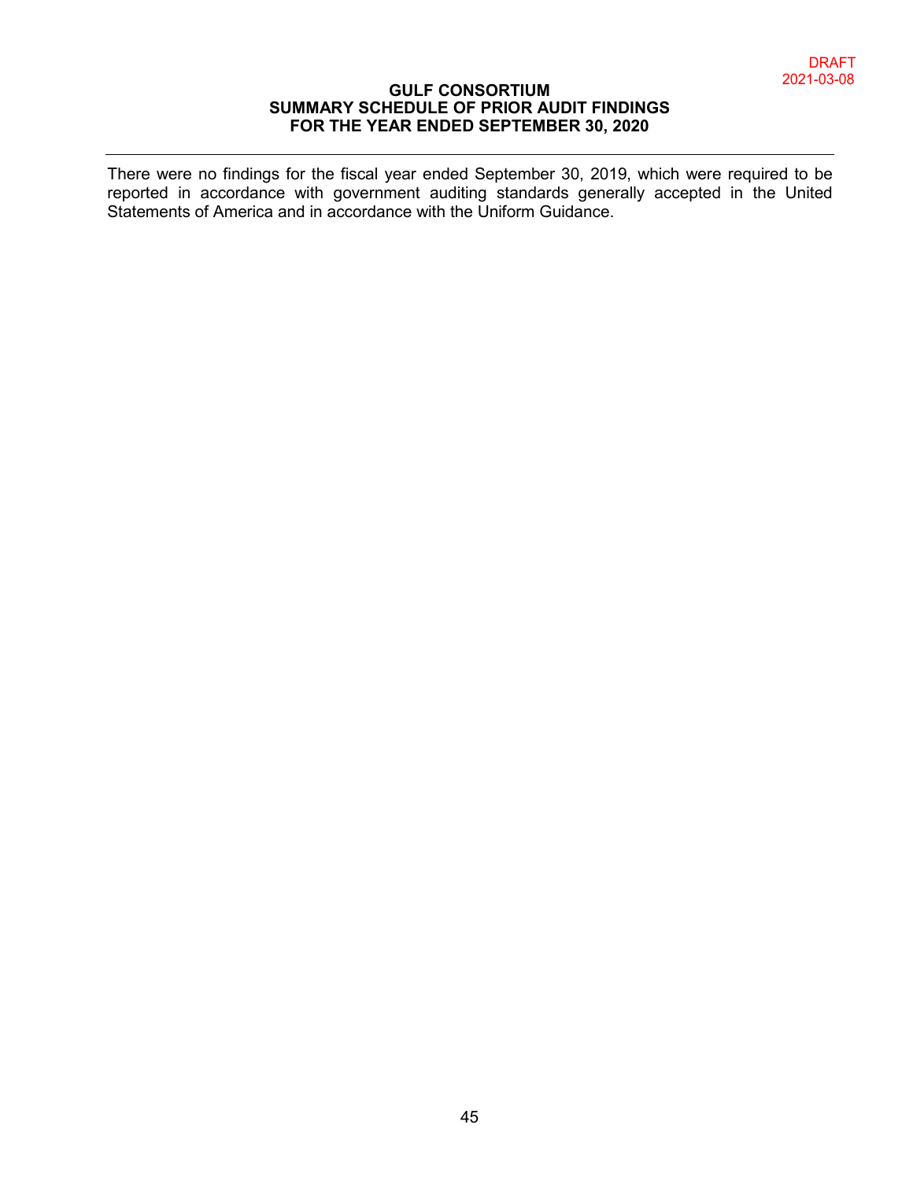DRAFT
2021-03-08

# GULF CONSORTIUM
## SUMMARY SCHEDULE OF PRIOR AUDIT FINDINGS
## FOR THE YEAR ENDED SEPTEMBER 30, 2020

There were no findings for the fiscal year ended September 30, 2019, which were required to be reported in accordance with government auditing standards generally accepted in the United Statements of America and in accordance with the Uniform Guidance.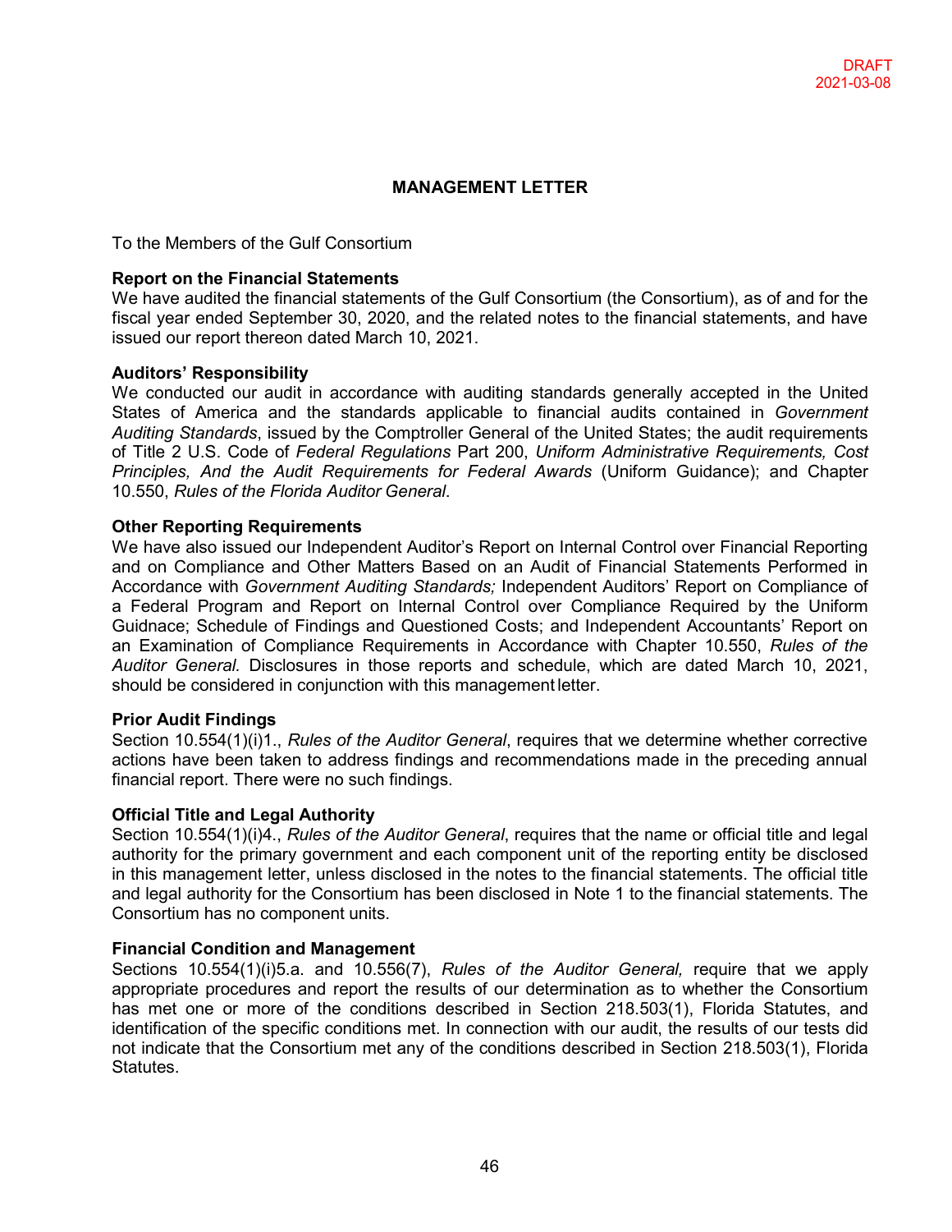DRAFT
2021-03-08

# MANAGEMENT LETTER

To the Members of the Gulf Consortium

**Report on the Financial Statements**
We have audited the financial statements of the Gulf Consortium (the Consortium), as of and for the fiscal year ended September 30, 2020, and the related notes to the financial statements, and have issued our report thereon dated March 10, 2021.

**Auditors' Responsibility**
We conducted our audit in accordance with auditing standards generally accepted in the United States of America and the standards applicable to financial audits contained in *Government Auditing Standards*, issued by the Comptroller General of the United States; the audit requirements of Title 2 U.S. Code of *Federal Regulations* Part 200, *Uniform Administrative Requirements, Cost Principles, And the Audit Requirements for Federal Awards* (Uniform Guidance); and Chapter 10.550, *Rules of the Florida Auditor General*.

**Other Reporting Requirements**
We have also issued our Independent Auditor's Report on Internal Control over Financial Reporting and on Compliance and Other Matters Based on an Audit of Financial Statements Performed in Accordance with *Government Auditing Standards;* Independent Auditors' Report on Compliance of a Federal Program and Report on Internal Control over Compliance Required by the Uniform Guidnace; Schedule of Findings and Questioned Costs; and Independent Accountants' Report on an Examination of Compliance Requirements in Accordance with Chapter 10.550, *Rules of the Auditor General.* Disclosures in those reports and schedule, which are dated March 10, 2021, should be considered in conjunction with this management letter.

**Prior Audit Findings**
Section 10.554(1)(i)1., *Rules of the Auditor General*, requires that we determine whether corrective actions have been taken to address findings and recommendations made in the preceding annual financial report. There were no such findings.

**Official Title and Legal Authority**
Section 10.554(1)(i)4., *Rules of the Auditor General*, requires that the name or official title and legal authority for the primary government and each component unit of the reporting entity be disclosed in this management letter, unless disclosed in the notes to the financial statements. The official title and legal authority for the Consortium has been disclosed in Note 1 to the financial statements. The Consortium has no component units.

**Financial Condition and Management**
Sections 10.554(1)(i)5.a. and 10.556(7), *Rules of the Auditor General,* require that we apply appropriate procedures and report the results of our determination as to whether the Consortium has met one or more of the conditions described in Section 218.503(1), Florida Statutes, and identification of the specific conditions met. In connection with our audit, the results of our tests did not indicate that the Consortium met any of the conditions described in Section 218.503(1), Florida Statutes.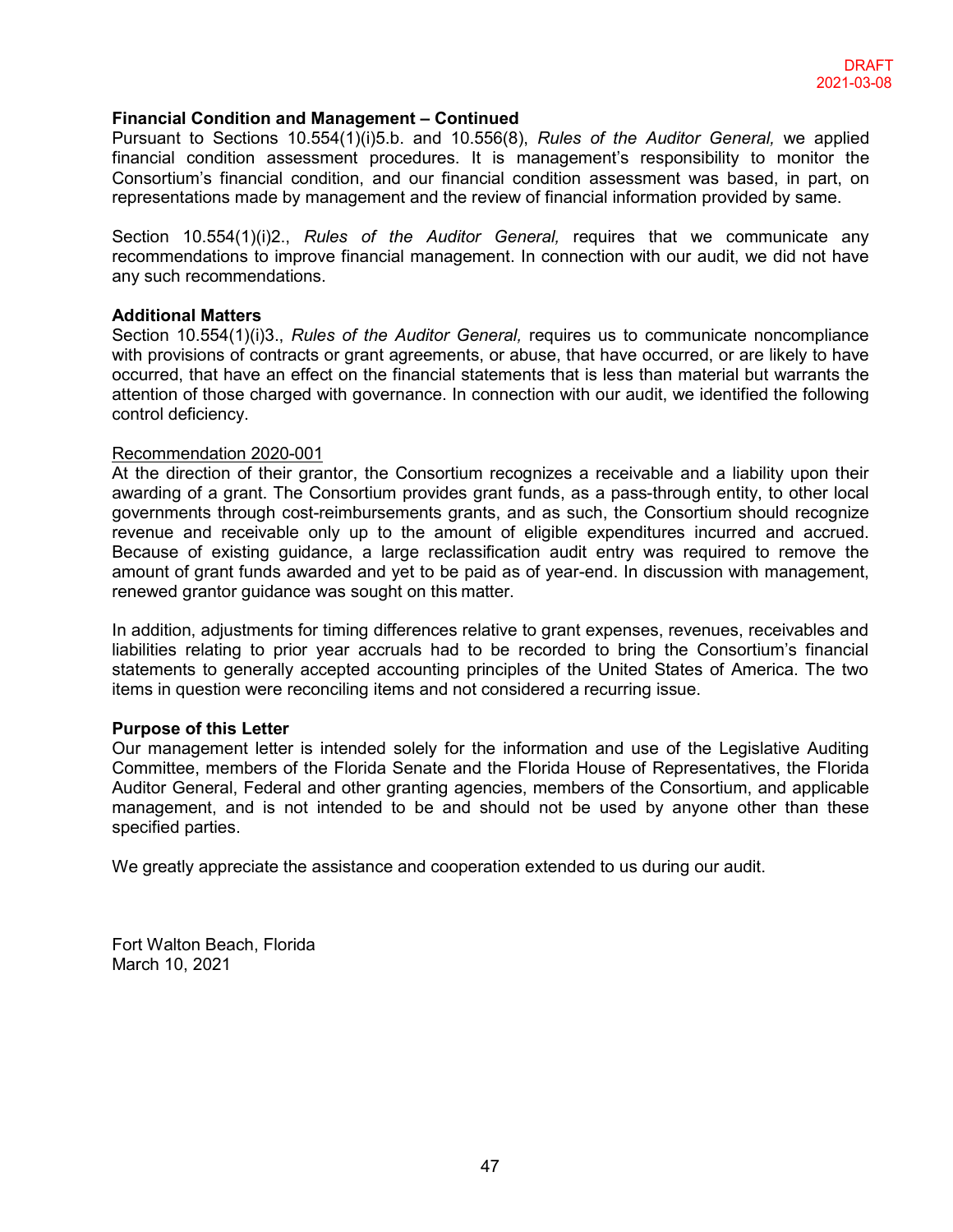DRAFT
2021-03-08

**Financial Condition and Management – Continued**

Pursuant to Sections 10.554(1)(i)5.b. and 10.556(8), *Rules of the Auditor General,* we applied financial condition assessment procedures. It is management's responsibility to monitor the Consortium's financial condition, and our financial condition assessment was based, in part, on representations made by management and the review of financial information provided by same.

Section 10.554(1)(i)2., *Rules of the Auditor General,* requires that we communicate any recommendations to improve financial management. In connection with our audit, we did not have any such recommendations.

**Additional Matters**

Section 10.554(1)(i)3., *Rules of the Auditor General,* requires us to communicate noncompliance with provisions of contracts or grant agreements, or abuse, that have occurred, or are likely to have occurred, that have an effect on the financial statements that is less than material but warrants the attention of those charged with governance. In connection with our audit, we identified the following control deficiency.

Recommendation 2020-001

At the direction of their grantor, the Consortium recognizes a receivable and a liability upon their awarding of a grant. The Consortium provides grant funds, as a pass-through entity, to other local governments through cost-reimbursements grants, and as such, the Consortium should recognize revenue and receivable only up to the amount of eligible expenditures incurred and accrued. Because of existing guidance, a large reclassification audit entry was required to remove the amount of grant funds awarded and yet to be paid as of year-end. In discussion with management, renewed grantor guidance was sought on this matter.

In addition, adjustments for timing differences relative to grant expenses, revenues, receivables and liabilities relating to prior year accruals had to be recorded to bring the Consortium's financial statements to generally accepted accounting principles of the United States of America. The two items in question were reconciling items and not considered a recurring issue.

**Purpose of this Letter**

Our management letter is intended solely for the information and use of the Legislative Auditing Committee, members of the Florida Senate and the Florida House of Representatives, the Florida Auditor General, Federal and other granting agencies, members of the Consortium, and applicable management, and is not intended to be and should not be used by anyone other than these specified parties.

We greatly appreciate the assistance and cooperation extended to us during our audit.

Fort Walton Beach, Florida
March 10, 2021